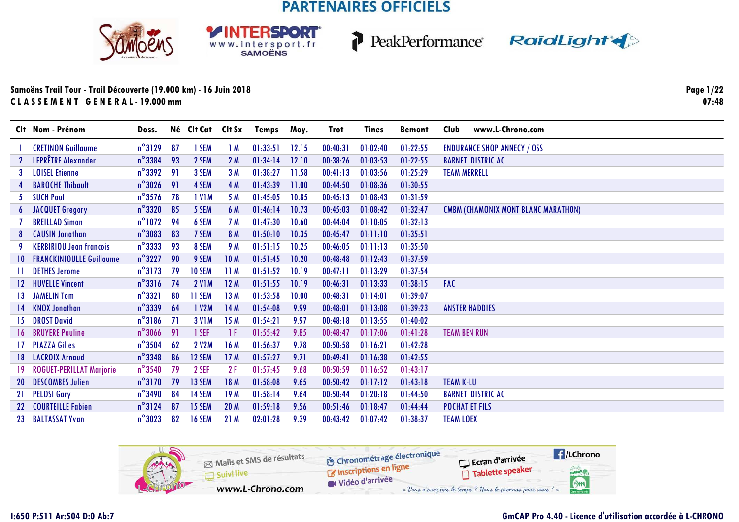# PARTENAIRES OFFICIELS

Samoëns Trail Tour - Trail Découverte (19.000 km) - 16 Juin 2018
**C L A S S E M E N T   G E N E R A L - 19.000 mm**

07:48

| Clt | Nom - Prénom | Doss. | Né | Clt Cat | Clt Sx | Temps | Moy. | Trot | Tines | Bemont | Club www.L-Chrono.com |
|---|---|---|---|---|---|---|---|---|---|---|---|
| 1 | CRETINON Guillaume | n°3129 | 87 | 1 SEM | 1 M | 01:33:51 | 12.15 | 00:40:31 | 01:02:40 | 01:22:55 | ENDURANCE SHOP ANNECY / OSS |
| 2 | LEPRÊTRE Alexander | n°3384 | 93 | 2 SEM | 2 M | 01:34:14 | 12.10 | 00:38:26 | 01:03:53 | 01:22:55 | BARNET_DISTRIC AC |
| 3 | LOISEL Etienne | n°3392 | 91 | 3 SEM | 3 M | 01:38:27 | 11.58 | 00:41:13 | 01:03:56 | 01:25:29 | TEAM MERRELL |
| 4 | BAROCHE Thibault | n°3026 | 91 | 4 SEM | 4 M | 01:43:39 | 11.00 | 00:44:50 | 01:08:36 | 01:30:55 | |
| 5 | SUCH Paul | n°3576 | 78 | 1 V1M | 5 M | 01:45:05 | 10.85 | 00:45:13 | 01:08:43 | 01:31:59 | |
| 6 | JACQUET Gregory | n°3320 | 85 | 5 SEM | 6 M | 01:46:14 | 10.73 | 00:45:03 | 01:08:42 | 01:32:47 | CMBM (CHAMONIX MONT BLANC MARATHON) |
| 7 | BREILLAD Simon | n°1072 | 94 | 6 SEM | 7 M | 01:47:30 | 10.60 | 00:44:04 | 01:10:05 | 01:32:13 | |
| 8 | CAUSIN Jonathan | n°3083 | 83 | 7 SEM | 8 M | 01:50:10 | 10.35 | 00:45:47 | 01:11:10 | 01:35:51 | |
| 9 | KERBIRIOU Jean francois | n°3333 | 93 | 8 SEM | 9 M | 01:51:15 | 10.25 | 00:46:05 | 01:11:13 | 01:35:50 | |
| 10 | FRANCKINIOULLE Guillaume | n°3227 | 90 | 9 SEM | 10 M | 01:51:45 | 10.20 | 00:48:48 | 01:12:43 | 01:37:59 | |
| 11 | DETHES Jerome | n°3173 | 79 | 10 SEM | 11 M | 01:51:52 | 10.19 | 00:47:11 | 01:13:29 | 01:37:54 | |
| 12 | HUVELLE Vincent | n°3316 | 74 | 2 V1M | 12 M | 01:51:55 | 10.19 | 00:46:31 | 01:13:33 | 01:38:15 | FAC |
| 13 | JAMELIN Tom | n°3321 | 80 | 11 SEM | 13 M | 01:53:58 | 10.00 | 00:48:31 | 01:14:01 | 01:39:07 | |
| 14 | KNOX Jonathan | n°3339 | 64 | 1 V2M | 14 M | 01:54:08 | 9.99 | 00:48:01 | 01:13:08 | 01:39:23 | ANSTER HADDIES |
| 15 | DROST David | n°3186 | 71 | 3 V1M | 15 M | 01:54:21 | 9.97 | 00:48:18 | 01:13:55 | 01:40:02 | |
| 16 | BRUYERE Pauline | n°3066 | 91 | 1 SEF | 1 F | 01:55:42 | 9.85 | 00:48:47 | 01:17:06 | 01:41:28 | TEAM BEN RUN |
| 17 | PIAZZA Gilles | n°3504 | 62 | 2 V2M | 16 M | 01:56:37 | 9.78 | 00:50:58 | 01:16:21 | 01:42:28 | |
| 18 | LACROIX Arnaud | n°3348 | 86 | 12 SEM | 17 M | 01:57:27 | 9.71 | 00:49:41 | 01:16:38 | 01:42:55 | |
| 19 | ROGUET-PERILLAT Marjorie | n°3540 | 79 | 2 SEF | 2 F | 01:57:45 | 9.68 | 00:50:59 | 01:16:52 | 01:43:17 | |
| 20 | DESCOMBES Julien | n°3170 | 79 | 13 SEM | 18 M | 01:58:08 | 9.65 | 00:50:42 | 01:17:12 | 01:43:18 | TEAM K-LU |
| 21 | PELOSI Gary | n°3490 | 84 | 14 SEM | 19 M | 01:58:14 | 9.64 | 00:50:44 | 01:20:18 | 01:44:50 | BARNET_DISTRIC AC |
| 22 | COURTEILLE Fabien | n°3124 | 87 | 15 SEM | 20 M | 01:59:18 | 9.56 | 00:51:46 | 01:18:47 | 01:44:44 | POCHAT ET FILS |
| 23 | BALTASSAT Yvan | n°3023 | 82 | 16 SEM | 21 M | 02:01:28 | 9.39 | 00:43:42 | 01:07:42 | 01:38:37 | TEAM LOEX |

I:650 P:511 Ar:504 D:0 Ab:7

GmCAP Pro 4.40 - Licence d'utilisation accordée à L-CHRONO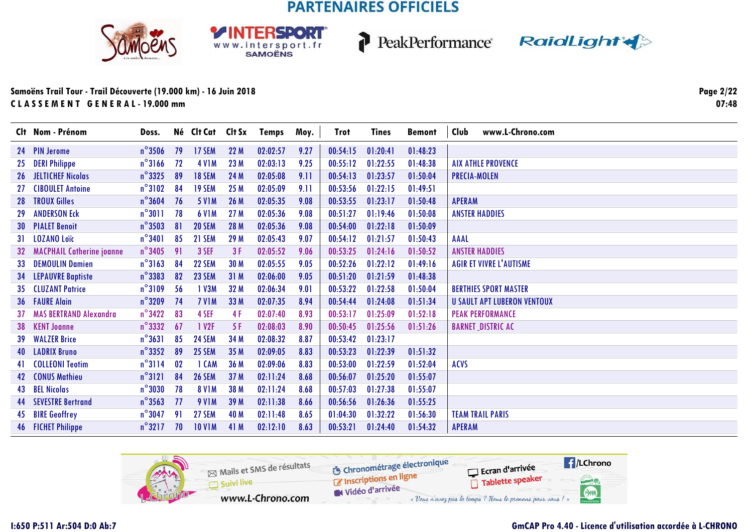PARTENAIRES OFFICIELS

Samoëns Trail Tour - Trail Découverte (19.000 km) - 16 Juin 2018

CLASSEMENT GENERAL - 19.000 mm

07:48

| Clt | Nom - Prénom | Doss. | Né | Clt Cat | Clt Sx | Temps | Moy. | Trot | Tines | Bemont | Club www.L-Chrono.com |
|---|---|---|---|---|---|---|---|---|---|---|---|
| 24 | PIN Jerome | n°3506 | 79 | 17 SEM | 22 M | 02:02:57 | 9.27 | 00:54:15 | 01:20:41 | 01:48:23 | |
| 25 | DERI Philippe | n°3166 | 72 | 4 V1M | 23 M | 02:03:13 | 9.25 | 00:55:12 | 01:22:55 | 01:48:38 | AIX ATHLE PROVENCE |
| 26 | JELTICHEF Nicolas | n°3325 | 89 | 18 SEM | 24 M | 02:05:08 | 9.11 | 00:54:13 | 01:23:57 | 01:50:04 | PRECIA-MOLEN |
| 27 | CIBOULET Antoine | n°3102 | 84 | 19 SEM | 25 M | 02:05:09 | 9.11 | 00:53:56 | 01:22:15 | 01:49:51 | |
| 28 | TROUX Gilles | n°3604 | 76 | 5 V1M | 26 M | 02:05:35 | 9.08 | 00:53:55 | 01:23:17 | 01:50:48 | APERAM |
| 29 | ANDERSON Eck | n°3011 | 78 | 6 V1M | 27 M | 02:05:36 | 9.08 | 00:51:27 | 01:19:46 | 01:50:08 | ANSTER HADDIES |
| 30 | PIALET Benoit | n°3503 | 81 | 20 SEM | 28 M | 02:05:36 | 9.08 | 00:54:00 | 01:22:18 | 01:50:09 | |
| 31 | LOZANO Loïc | n°3401 | 85 | 21 SEM | 29 M | 02:05:43 | 9.07 | 00:54:12 | 01:21:57 | 01:50:43 | AAAL |
| 32 | MACPHAIL Catherine joanne | n°3405 | 91 | 3 SEF | 3 F | 02:05:52 | 9.06 | 00:53:25 | 01:24:16 | 01:50:52 | ANSTER HADDIES |
| 33 | DEMOULIN Damien | n°3163 | 84 | 22 SEM | 30 M | 02:05:55 | 9.05 | 00:52:26 | 01:22:12 | 01:49:16 | AGIR ET VIVRE L'AUTISME |
| 34 | LEPAUVRE Baptiste | n°3383 | 82 | 23 SEM | 31 M | 02:06:00 | 9.05 | 00:51:20 | 01:21:59 | 01:48:38 | |
| 35 | CLUZANT Patrice | n°3109 | 56 | 1 V3M | 32 M | 02:06:34 | 9.01 | 00:53:22 | 01:22:58 | 01:50:04 | BERTHIES SPORT MASTER |
| 36 | FAURE Alain | n°3209 | 74 | 7 V1M | 33 M | 02:07:35 | 8.94 | 00:54:44 | 01:24:08 | 01:51:34 | U SAULT APT LUBERON VENTOUX |
| 37 | MAS BERTRAND Alexandra | n°3422 | 83 | 4 SEF | 4 F | 02:07:40 | 8.93 | 00:53:17 | 01:25:09 | 01:52:18 | PEAK PERFORMANCE |
| 38 | KENT Joanne | n°3332 | 67 | 1 V2F | 5 F | 02:08:03 | 8.90 | 00:50:45 | 01:25:56 | 01:51:26 | BARNET_DISTRIC AC |
| 39 | WALZER Brice | n°3631 | 85 | 24 SEM | 34 M | 02:08:32 | 8.87 | 00:53:42 | 01:23:17 | | |
| 40 | LADRIX Bruno | n°3352 | 89 | 25 SEM | 35 M | 02:09:05 | 8.83 | 00:53:23 | 01:22:39 | 01:51:32 | |
| 41 | COLLEONI Teotim | n°3114 | 02 | 1 CAM | 36 M | 02:09:06 | 8.83 | 00:53:00 | 01:22:59 | 01:52:04 | ACVS |
| 42 | CONUS Mathieu | n°3121 | 84 | 26 SEM | 37 M | 02:11:24 | 8.68 | 00:56:07 | 01:25:20 | 01:55:07 | |
| 43 | BEL Nicolas | n°3030 | 78 | 8 V1M | 38 M | 02:11:24 | 8.68 | 00:57:03 | 01:27:38 | 01:55:07 | |
| 44 | SEVESTRE Bertrand | n°3563 | 77 | 9 V1M | 39 M | 02:11:38 | 8.66 | 00:56:56 | 01:26:36 | 01:55:25 | |
| 45 | BIRE Geoffrey | n°3047 | 91 | 27 SEM | 40 M | 02:11:48 | 8.65 | 01:04:30 | 01:32:22 | 01:56:30 | TEAM TRAIL PARIS |
| 46 | FICHET Philippe | n°3217 | 70 | 10 V1M | 41 M | 02:12:10 | 8.63 | 00:53:21 | 01:24:40 | 01:54:32 | APERAM |

Mails et SMS de résultats · Suivi live · www.L-Chrono.com · Chronométrage électronique · Inscriptions en ligne · Vidéo d'arrivée · Ecran d'arrivée · Tablette speaker · /LChrono

« Vous n'avez pas le temps ? Nous le prenons pour vous ! »

I:650 P:511 Ar:504 D:0 Ab:7

GmCAP Pro 4.40 - Licence d'utilisation accordée à L-CHRONO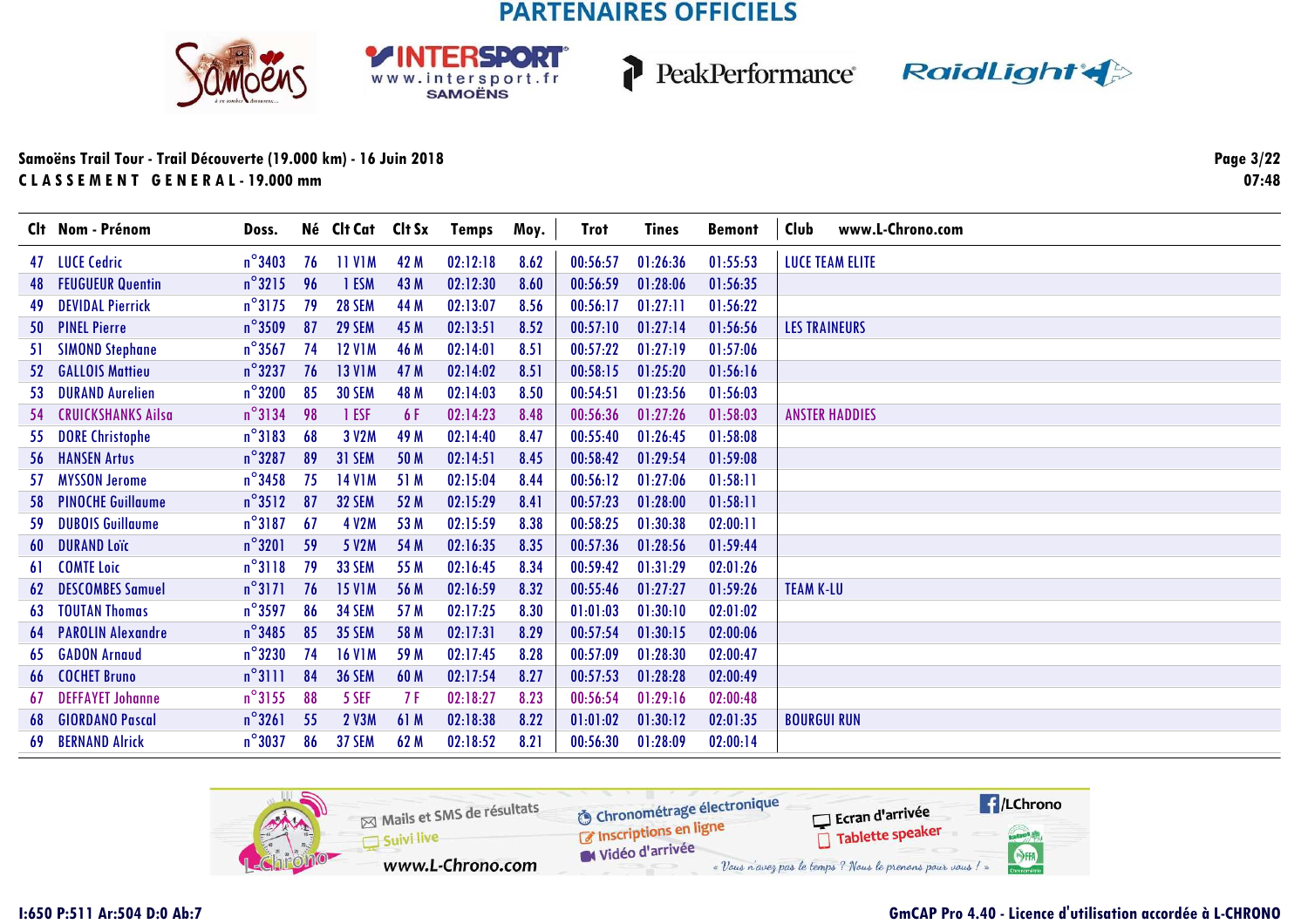PARTENAIRES OFFICIELS

**Samoëns Trail Tour - Trail Découverte (19.000 km) - 16 Juin 2018**
**C L A S S E M E N T   G E N E R A L - 19.000 mm**

07:48

| Clt | Nom - Prénom | Doss. | Né | Clt Cat | Clt Sx | Temps | Moy. | Trot | Tines | Bemont | Club www.L-Chrono.com |
|---|---|---|---|---|---|---|---|---|---|---|---|
| 47 | LUCE Cedric | n°3403 | 76 | 11 V1M | 42 M | 02:12:18 | 8.62 | 00:56:57 | 01:26:36 | 01:55:53 | LUCE TEAM ELITE |
| 48 | FEUGUEUR Quentin | n°3215 | 96 | 1 ESM | 43 M | 02:12:30 | 8.60 | 00:56:59 | 01:28:06 | 01:56:35 | |
| 49 | DEVIDAL Pierrick | n°3175 | 79 | 28 SEM | 44 M | 02:13:07 | 8.56 | 00:56:17 | 01:27:11 | 01:56:22 | |
| 50 | PINEL Pierre | n°3509 | 87 | 29 SEM | 45 M | 02:13:51 | 8.52 | 00:57:10 | 01:27:14 | 01:56:56 | LES TRAINEURS |
| 51 | SIMOND Stephane | n°3567 | 74 | 12 V1M | 46 M | 02:14:01 | 8.51 | 00:57:22 | 01:27:19 | 01:57:06 | |
| 52 | GALLOIS Mattieu | n°3237 | 76 | 13 V1M | 47 M | 02:14:02 | 8.51 | 00:58:15 | 01:25:20 | 01:56:16 | |
| 53 | DURAND Aurelien | n°3200 | 85 | 30 SEM | 48 M | 02:14:03 | 8.50 | 00:54:51 | 01:23:56 | 01:56:03 | |
| 54 | CRUICKSHANKS Ailsa | n°3134 | 98 | 1 ESF | 6 F | 02:14:23 | 8.48 | 00:56:36 | 01:27:26 | 01:58:03 | ANSTER HADDIES |
| 55 | DORE Christophe | n°3183 | 68 | 3 V2M | 49 M | 02:14:40 | 8.47 | 00:55:40 | 01:26:45 | 01:58:08 | |
| 56 | HANSEN Artus | n°3287 | 89 | 31 SEM | 50 M | 02:14:51 | 8.45 | 00:58:42 | 01:29:54 | 01:59:08 | |
| 57 | MYSSON Jerome | n°3458 | 75 | 14 V1M | 51 M | 02:15:04 | 8.44 | 00:56:12 | 01:27:06 | 01:58:11 | |
| 58 | PINOCHE Guillaume | n°3512 | 87 | 32 SEM | 52 M | 02:15:29 | 8.41 | 00:57:23 | 01:28:00 | 01:58:11 | |
| 59 | DUBOIS Guillaume | n°3187 | 67 | 4 V2M | 53 M | 02:15:59 | 8.38 | 00:58:25 | 01:30:38 | 02:00:11 | |
| 60 | DURAND Loïc | n°3201 | 59 | 5 V2M | 54 M | 02:16:35 | 8.35 | 00:57:36 | 01:28:56 | 01:59:44 | |
| 61 | COMTE Loic | n°3118 | 79 | 33 SEM | 55 M | 02:16:45 | 8.34 | 00:59:42 | 01:31:29 | 02:01:26 | |
| 62 | DESCOMBES Samuel | n°3171 | 76 | 15 V1M | 56 M | 02:16:59 | 8.32 | 00:55:46 | 01:27:27 | 01:59:26 | TEAM K-LU |
| 63 | TOUTAN Thomas | n°3597 | 86 | 34 SEM | 57 M | 02:17:25 | 8.30 | 01:01:03 | 01:30:10 | 02:01:02 | |
| 64 | PAROLIN Alexandre | n°3485 | 85 | 35 SEM | 58 M | 02:17:31 | 8.29 | 00:57:54 | 01:30:15 | 02:00:06 | |
| 65 | GADON Arnaud | n°3230 | 74 | 16 V1M | 59 M | 02:17:45 | 8.28 | 00:57:09 | 01:28:30 | 02:00:47 | |
| 66 | COCHET Bruno | n°3111 | 84 | 36 SEM | 60 M | 02:17:54 | 8.27 | 00:57:53 | 01:28:28 | 02:00:49 | |
| 67 | DEFFAYET Johanne | n°3155 | 88 | 5 SEF | 7 F | 02:18:27 | 8.23 | 00:56:54 | 01:29:16 | 02:00:48 | |
| 68 | GIORDANO Pascal | n°3261 | 55 | 2 V3M | 61 M | 02:18:38 | 8.22 | 01:01:02 | 01:30:12 | 02:01:35 | BOURGUI RUN |
| 69 | BERNAND Alrick | n°3037 | 86 | 37 SEM | 62 M | 02:18:52 | 8.21 | 00:56:30 | 01:28:09 | 02:00:14 | |

I:650 P:511 Ar:504 D:0 Ab:7

GmCAP Pro 4.40 - Licence d'utilisation accordée à L-CHRONO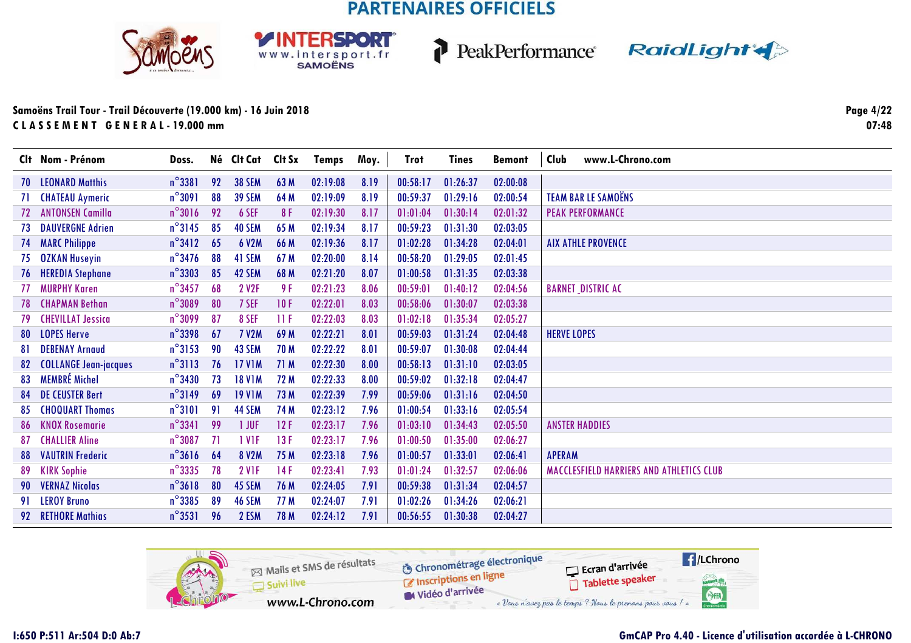PARTENAIRES OFFICIELS

**Samoëns Trail Tour - Trail Découverte (19.000 km) - 16 Juin 2018**
**CLASSEMENT GENERAL - 19.000 mm**

07:48

| Clt | Nom - Prénom | Doss. | Né | Clt Cat | Clt Sx | Temps | Moy. | Trot | Tines | Bemont | Club www.L-Chrono.com |
|---|---|---|---|---|---|---|---|---|---|---|---|
| 70 | LEONARD Matthis | n°3381 | 92 | 38 SEM | 63 M | 02:19:08 | 8.19 | 00:58:17 | 01:26:37 | 02:00:08 | |
| 71 | CHATEAU Aymeric | n°3091 | 88 | 39 SEM | 64 M | 02:19:09 | 8.19 | 00:59:37 | 01:29:16 | 02:00:54 | TEAM BAR LE SAMOËNS |
| 72 | ANTONSEN Camilla | n°3016 | 92 | 6 SEF | 8 F | 02:19:30 | 8.17 | 01:01:04 | 01:30:14 | 02:01:32 | PEAK PERFORMANCE |
| 73 | DAUVERGNE Adrien | n°3145 | 85 | 40 SEM | 65 M | 02:19:34 | 8.17 | 00:59:23 | 01:31:30 | 02:03:05 | |
| 74 | MARC Philippe | n°3412 | 65 | 6 V2M | 66 M | 02:19:36 | 8.17 | 01:02:28 | 01:34:28 | 02:04:01 | AIX ATHLE PROVENCE |
| 75 | OZKAN Huseyin | n°3476 | 88 | 41 SEM | 67 M | 02:20:00 | 8.14 | 00:58:20 | 01:29:05 | 02:01:45 | |
| 76 | HEREDIA Stephane | n°3303 | 85 | 42 SEM | 68 M | 02:21:20 | 8.07 | 01:00:58 | 01:31:35 | 02:03:38 | |
| 77 | MURPHY Karen | n°3457 | 68 | 2 V2F | 9 F | 02:21:23 | 8.06 | 00:59:01 | 01:40:12 | 02:04:56 | BARNET DISTRIC AC |
| 78 | CHAPMAN Bethan | n°3089 | 80 | 7 SEF | 10 F | 02:22:01 | 8.03 | 00:58:06 | 01:30:07 | 02:03:38 | |
| 79 | CHEVILLAT Jessica | n°3099 | 87 | 8 SEF | 11 F | 02:22:03 | 8.03 | 01:02:18 | 01:35:34 | 02:05:27 | |
| 80 | LOPES Herve | n°3398 | 67 | 7 V2M | 69 M | 02:22:21 | 8.01 | 00:59:03 | 01:31:24 | 02:04:48 | HERVE LOPES |
| 81 | DEBENAY Arnaud | n°3153 | 90 | 43 SEM | 70 M | 02:22:22 | 8.01 | 00:59:07 | 01:30:08 | 02:04:44 | |
| 82 | COLLANGE Jean-jacques | n°3113 | 76 | 17 V1M | 71 M | 02:22:30 | 8.00 | 00:58:13 | 01:31:10 | 02:03:05 | |
| 83 | MEMBRÉ Michel | n°3430 | 73 | 18 V1M | 72 M | 02:22:33 | 8.00 | 00:59:02 | 01:32:18 | 02:04:47 | |
| 84 | DE CEUSTER Bert | n°3149 | 69 | 19 V1M | 73 M | 02:22:39 | 7.99 | 00:59:06 | 01:31:16 | 02:04:50 | |
| 85 | CHOQUART Thomas | n°3101 | 91 | 44 SEM | 74 M | 02:23:12 | 7.96 | 01:00:54 | 01:33:16 | 02:05:54 | |
| 86 | KNOX Rosemarie | n°3341 | 99 | 1 JUF | 12 F | 02:23:17 | 7.96 | 01:03:10 | 01:34:43 | 02:05:50 | ANSTER HADDIES |
| 87 | CHALLIER Aline | n°3087 | 71 | 1 V1F | 13 F | 02:23:17 | 7.96 | 01:00:50 | 01:35:00 | 02:06:27 | |
| 88 | VAUTRIN Frederic | n°3616 | 64 | 8 V2M | 75 M | 02:23:18 | 7.96 | 01:00:57 | 01:33:01 | 02:06:41 | APERAM |
| 89 | KIRK Sophie | n°3335 | 78 | 2 V1F | 14 F | 02:23:41 | 7.93 | 01:01:24 | 01:32:57 | 02:06:06 | MACCLESFIELD HARRIERS AND ATHLETICS CLUB |
| 90 | VERNAZ Nicolas | n°3618 | 80 | 45 SEM | 76 M | 02:24:05 | 7.91 | 00:59:38 | 01:31:34 | 02:04:57 | |
| 91 | LEROY Bruno | n°3385 | 89 | 46 SEM | 77 M | 02:24:07 | 7.91 | 01:02:26 | 01:34:26 | 02:06:21 | |
| 92 | RETHORE Mathias | n°3531 | 96 | 2 ESM | 78 M | 02:24:12 | 7.91 | 00:56:55 | 01:30:38 | 02:04:27 | |

Mails et SMS de résultats · Suivi live · www.L-Chrono.com · Chronométrage électronique · Inscriptions en ligne · Vidéo d'arrivée · Ecran d'arrivée · Tablette speaker · /LChrono · « Vous n'avez pas le temps ? Nous le prenons pour vous ! »

I:650 P:511 Ar:504 D:0 Ab:7

GmCAP Pro 4.40 - Licence d'utilisation accordée à L-CHRONO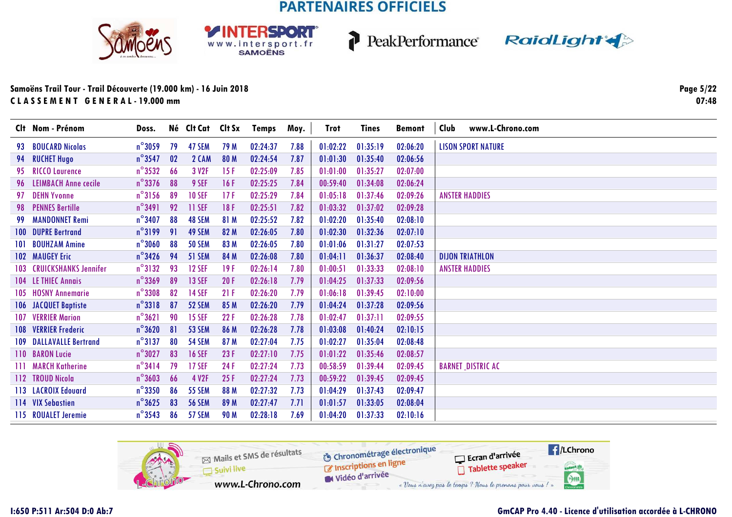PARTENAIRES OFFICIELS

**Samoëns Trail Tour - Trail Découverte (19.000 km) - 16 Juin 2018**

**CLASSEMENT GENERAL - 19.000 mm**

07:48

| Clt | Nom - Prénom | Doss. | Né | Clt Cat | Clt Sx | Temps | Moy. | Trot | Tines | Bemont | Club www.L-Chrono.com |
|---|---|---|---|---|---|---|---|---|---|---|---|
| 93 | BOUCARD Nicolas | n°3059 | 79 | 47 SEM | 79 M | 02:24:37 | 7.88 | 01:02:22 | 01:35:19 | 02:06:20 | LISON SPORT NATURE |
| 94 | RUCHET Hugo | n°3547 | 02 | 2 CAM | 80 M | 02:24:54 | 7.87 | 01:01:30 | 01:35:40 | 02:06:56 | |
| 95 | RICCO Laurence | n°3532 | 66 | 3 V2F | 15 F | 02:25:09 | 7.85 | 01:01:00 | 01:35:27 | 02:07:00 | |
| 96 | LEIMBACH Anne cecile | n°3376 | 88 | 9 SEF | 16 F | 02:25:25 | 7.84 | 00:59:40 | 01:34:08 | 02:06:24 | |
| 97 | DEHN Yvonne | n°3156 | 89 | 10 SEF | 17 F | 02:25:29 | 7.84 | 01:05:18 | 01:37:46 | 02:09:26 | ANSTER HADDIES |
| 98 | PENNES Bertille | n°3491 | 92 | 11 SEF | 18 F | 02:25:51 | 7.82 | 01:03:32 | 01:37:02 | 02:09:28 | |
| 99 | MANDONNET Remi | n°3407 | 88 | 48 SEM | 81 M | 02:25:52 | 7.82 | 01:02:20 | 01:35:40 | 02:08:10 | |
| 100 | DUPRE Bertrand | n°3199 | 91 | 49 SEM | 82 M | 02:26:05 | 7.80 | 01:02:30 | 01:32:36 | 02:07:10 | |
| 101 | BOUHZAM Amine | n°3060 | 88 | 50 SEM | 83 M | 02:26:05 | 7.80 | 01:01:06 | 01:31:27 | 02:07:53 | |
| 102 | MAUGEY Eric | n°3426 | 94 | 51 SEM | 84 M | 02:26:08 | 7.80 | 01:04:11 | 01:36:37 | 02:08:40 | DIJON TRIATHLON |
| 103 | CRUICKSHANKS Jennifer | n°3132 | 93 | 12 SEF | 19 F | 02:26:14 | 7.80 | 01:00:51 | 01:33:33 | 02:08:10 | ANSTER HADDIES |
| 104 | LE THIEC Annais | n°3369 | 89 | 13 SEF | 20 F | 02:26:18 | 7.79 | 01:04:25 | 01:37:33 | 02:09:56 | |
| 105 | HOSNY Annemarie | n°3308 | 82 | 14 SEF | 21 F | 02:26:20 | 7.79 | 01:06:18 | 01:39:45 | 02:10:00 | |
| 106 | JACQUET Baptiste | n°3318 | 87 | 52 SEM | 85 M | 02:26:20 | 7.79 | 01:04:24 | 01:37:28 | 02:09:56 | |
| 107 | VERRIER Marion | n°3621 | 90 | 15 SEF | 22 F | 02:26:28 | 7.78 | 01:02:47 | 01:37:11 | 02:09:55 | |
| 108 | VERRIER Frederic | n°3620 | 81 | 53 SEM | 86 M | 02:26:28 | 7.78 | 01:03:08 | 01:40:24 | 02:10:15 | |
| 109 | DALLAVALLE Bertrand | n°3137 | 80 | 54 SEM | 87 M | 02:27:04 | 7.75 | 01:02:27 | 01:35:04 | 02:08:48 | |
| 110 | BARON Lucie | n°3027 | 83 | 16 SEF | 23 F | 02:27:10 | 7.75 | 01:01:22 | 01:35:46 | 02:08:57 | |
| 111 | MARCH Katherine | n°3414 | 79 | 17 SEF | 24 F | 02:27:24 | 7.73 | 00:58:59 | 01:39:44 | 02:09:45 | BARNET_DISTRIC AC |
| 112 | TROUD Nicola | n°3603 | 66 | 4 V2F | 25 F | 02:27:24 | 7.73 | 00:59:22 | 01:39:45 | 02:09:45 | |
| 113 | LACROIX Edouard | n°3350 | 86 | 55 SEM | 88 M | 02:27:32 | 7.73 | 01:04:29 | 01:37:43 | 02:09:47 | |
| 114 | VIX Sebastien | n°3625 | 83 | 56 SEM | 89 M | 02:27:47 | 7.71 | 01:01:57 | 01:33:05 | 02:08:04 | |
| 115 | ROUALET Jeremie | n°3543 | 86 | 57 SEM | 90 M | 02:28:18 | 7.69 | 01:04:20 | 01:37:33 | 02:10:16 | |

Mails et SMS de résultats · Suivi live · www.L-Chrono.com · Chronométrage électronique · Inscriptions en ligne · Vidéo d'arrivée · Ecran d'arrivée · Tablette speaker · /LChrono · « Vous n'avez pas le temps ? Nous le prenons pour vous ! »

I:650 P:511 Ar:504 D:0 Ab:7

GmCAP Pro 4.40 - Licence d'utilisation accordée à L-CHRONO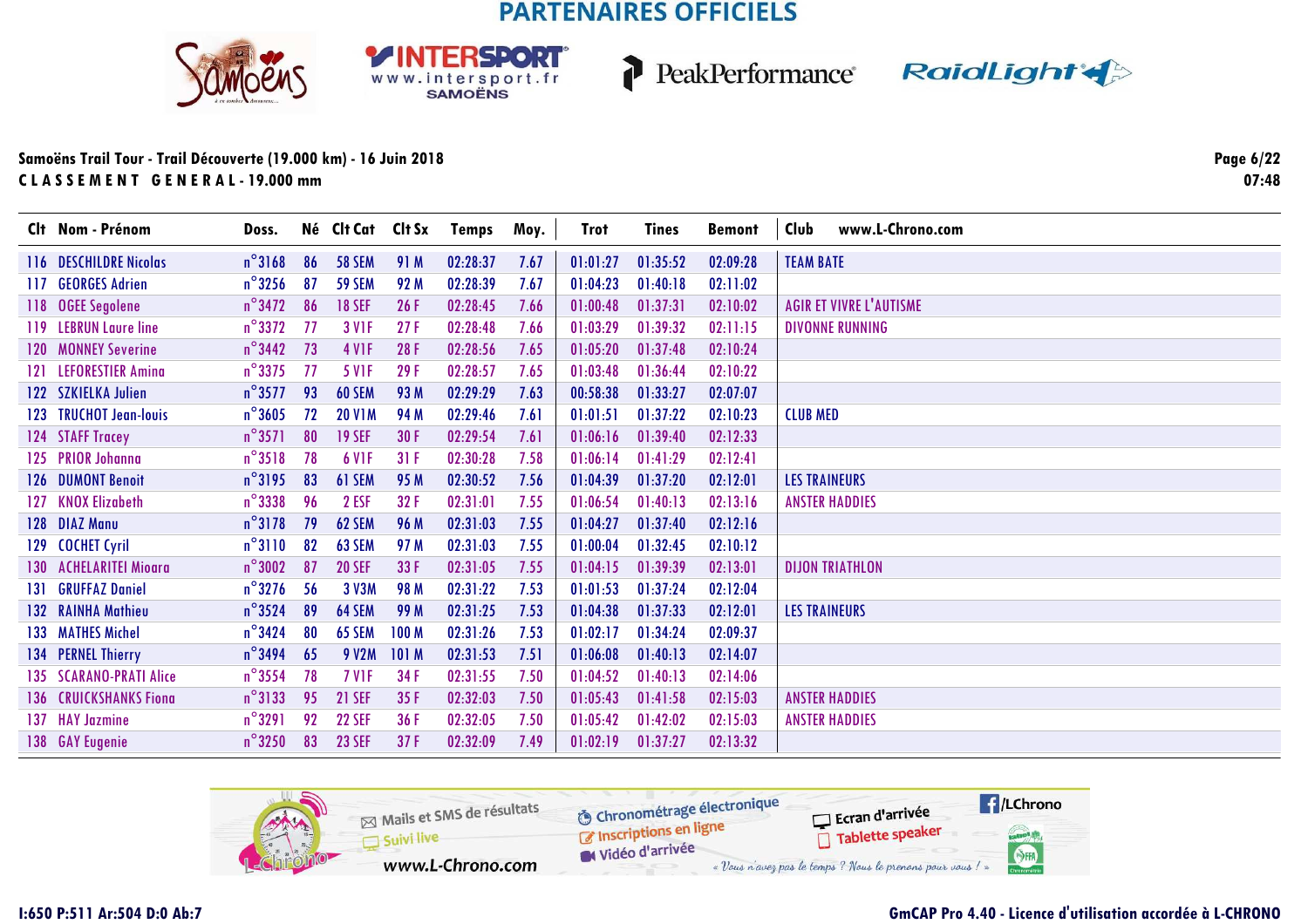## PARTENAIRES OFFICIELS

**Samoëns Trail Tour - Trail Découverte (19.000 km) - 16 Juin 2018**
**C L A S S E M E N T   G E N E R A L - 19.000 mm**

07:48

| Clt | Nom - Prénom | Doss. | Né | Clt Cat | Clt Sx | Temps | Moy. | Trot | Tines | Bemont | Club www.L-Chrono.com |
|---|---|---|---|---|---|---|---|---|---|---|---|
| 116 | DESCHILDRE Nicolas | n°3168 | 86 | 58 SEM | 91 M | 02:28:37 | 7.67 | 01:01:27 | 01:35:52 | 02:09:28 | TEAM BATE |
| 117 | GEORGES Adrien | n°3256 | 87 | 59 SEM | 92 M | 02:28:39 | 7.67 | 01:04:23 | 01:40:18 | 02:11:02 | |
| 118 | OGEE Segolene | n°3472 | 86 | 18 SEF | 26 F | 02:28:45 | 7.66 | 01:00:48 | 01:37:31 | 02:10:02 | AGIR ET VIVRE L'AUTISME |
| 119 | LEBRUN Laure line | n°3372 | 77 | 3 V1F | 27 F | 02:28:48 | 7.66 | 01:03:29 | 01:39:32 | 02:11:15 | DIVONNE RUNNING |
| 120 | MONNEY Severine | n°3442 | 73 | 4 V1F | 28 F | 02:28:56 | 7.65 | 01:05:20 | 01:37:48 | 02:10:24 | |
| 121 | LEFORESTIER Amina | n°3375 | 77 | 5 V1F | 29 F | 02:28:57 | 7.65 | 01:03:48 | 01:36:44 | 02:10:22 | |
| 122 | SZKIELKA Julien | n°3577 | 93 | 60 SEM | 93 M | 02:29:29 | 7.63 | 00:58:38 | 01:33:27 | 02:07:07 | |
| 123 | TRUCHOT Jean-louis | n°3605 | 72 | 20 V1M | 94 M | 02:29:46 | 7.61 | 01:01:51 | 01:37:22 | 02:10:23 | CLUB MED |
| 124 | STAFF Tracey | n°3571 | 80 | 19 SEF | 30 F | 02:29:54 | 7.61 | 01:06:16 | 01:39:40 | 02:12:33 | |
| 125 | PRIOR Johanna | n°3518 | 78 | 6 V1F | 31 F | 02:30:28 | 7.58 | 01:06:14 | 01:41:29 | 02:12:41 | |
| 126 | DUMONT Benoit | n°3195 | 83 | 61 SEM | 95 M | 02:30:52 | 7.56 | 01:04:39 | 01:37:20 | 02:12:01 | LES TRAINEURS |
| 127 | KNOX Elizabeth | n°3338 | 96 | 2 ESF | 32 F | 02:31:01 | 7.55 | 01:06:54 | 01:40:13 | 02:13:16 | ANSTER HADDIES |
| 128 | DIAZ Manu | n°3178 | 79 | 62 SEM | 96 M | 02:31:03 | 7.55 | 01:04:27 | 01:37:40 | 02:12:16 | |
| 129 | COCHET Cyril | n°3110 | 82 | 63 SEM | 97 M | 02:31:03 | 7.55 | 01:00:04 | 01:32:45 | 02:10:12 | |
| 130 | ACHELARITEI Mioara | n°3002 | 87 | 20 SEF | 33 F | 02:31:05 | 7.55 | 01:04:15 | 01:39:39 | 02:13:01 | DIJON TRIATHLON |
| 131 | GRUFFAZ Daniel | n°3276 | 56 | 3 V3M | 98 M | 02:31:22 | 7.53 | 01:01:53 | 01:37:24 | 02:12:04 | |
| 132 | RAINHA Mathieu | n°3524 | 89 | 64 SEM | 99 M | 02:31:25 | 7.53 | 01:04:38 | 01:37:33 | 02:12:01 | LES TRAINEURS |
| 133 | MATHES Michel | n°3424 | 80 | 65 SEM | 100 M | 02:31:26 | 7.53 | 01:02:17 | 01:34:24 | 02:09:37 | |
| 134 | PERNEL Thierry | n°3494 | 65 | 9 V2M | 101 M | 02:31:53 | 7.51 | 01:06:08 | 01:40:13 | 02:14:07 | |
| 135 | SCARANO-PRATI Alice | n°3554 | 78 | 7 V1F | 34 F | 02:31:55 | 7.50 | 01:04:52 | 01:40:13 | 02:14:06 | |
| 136 | CRUICKSHANKS Fiona | n°3133 | 95 | 21 SEF | 35 F | 02:32:03 | 7.50 | 01:05:43 | 01:41:58 | 02:15:03 | ANSTER HADDIES |
| 137 | HAY Jazmine | n°3291 | 92 | 22 SEF | 36 F | 02:32:05 | 7.50 | 01:05:42 | 01:42:02 | 02:15:03 | ANSTER HADDIES |
| 138 | GAY Eugenie | n°3250 | 83 | 23 SEF | 37 F | 02:32:09 | 7.49 | 01:02:19 | 01:37:27 | 02:13:32 | |

Mails et SMS de résultats · Suivi live · www.L-Chrono.com · Chronométrage électronique · Inscriptions en ligne · Vidéo d'arrivée · Ecran d'arrivée · Tablette speaker · /LChrono

« Vous n'avez pas le temps ? Nous le prenons pour vous ! »

I:650 P:511 Ar:504 D:0 Ab:7

GmCAP Pro 4.40 - Licence d'utilisation accordée à L-CHRONO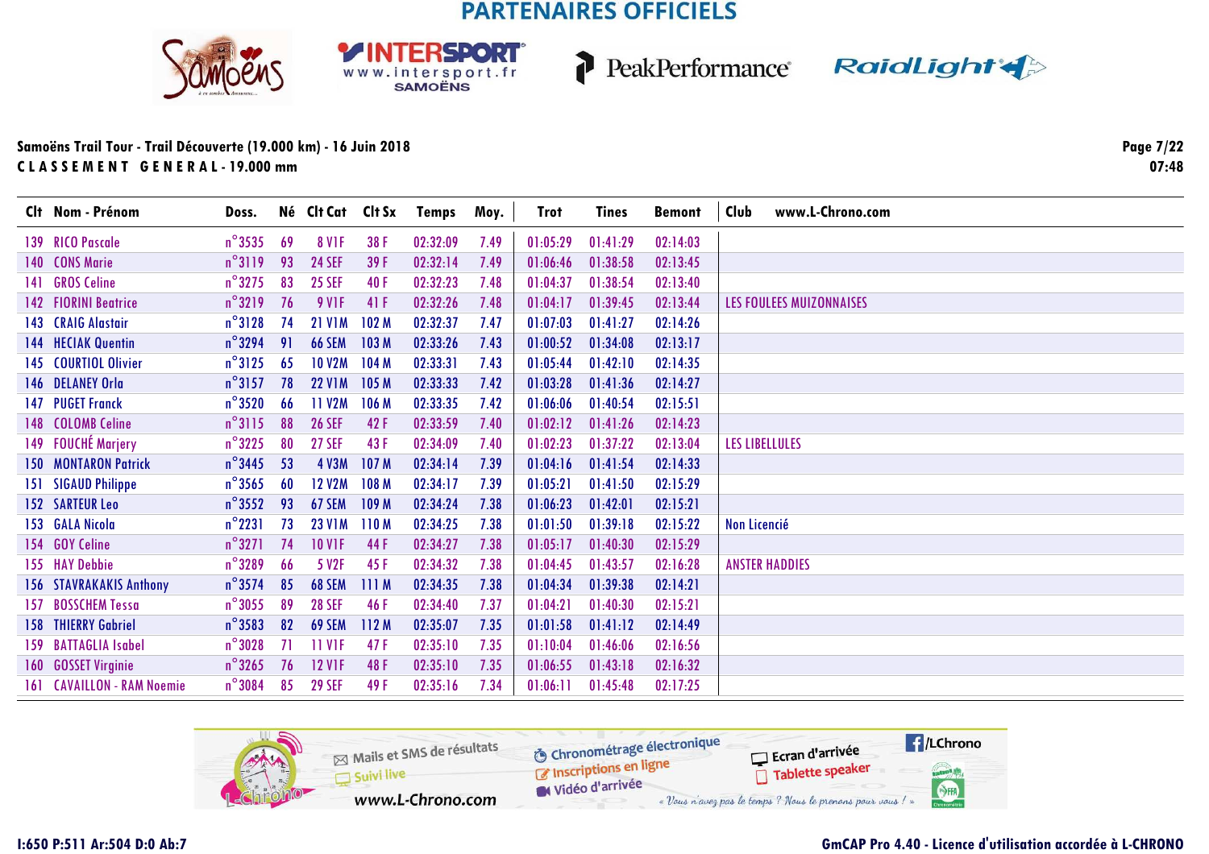PARTENAIRES OFFICIELS

Samoëns Trail Tour - Trail Découverte (19.000 km) - 16 Juin 2018

CLASSEMENT GENERAL - 19.000 mm

07:48

| Clt | Nom - Prénom | Doss. | Né | Clt Cat | Clt Sx | Temps | Moy. | Trot | Tines | Bemont | Club www.L-Chrono.com |
|---|---|---|---|---|---|---|---|---|---|---|---|
| 139 | RICO Pascale | n°3535 | 69 | 8 V1F | 38 F | 02:32:09 | 7.49 | 01:05:29 | 01:41:29 | 02:14:03 | |
| 140 | CONS Marie | n°3119 | 93 | 24 SEF | 39 F | 02:32:14 | 7.49 | 01:06:46 | 01:38:58 | 02:13:45 | |
| 141 | GROS Celine | n°3275 | 83 | 25 SEF | 40 F | 02:32:23 | 7.48 | 01:04:37 | 01:38:54 | 02:13:40 | |
| 142 | FIORINI Beatrice | n°3219 | 76 | 9 V1F | 41 F | 02:32:26 | 7.48 | 01:04:17 | 01:39:45 | 02:13:44 | LES FOULEES MUIZONNAISES |
| 143 | CRAIG Alastair | n°3128 | 74 | 21 V1M | 102 M | 02:32:37 | 7.47 | 01:07:03 | 01:41:27 | 02:14:26 | |
| 144 | HECIAK Quentin | n°3294 | 91 | 66 SEM | 103 M | 02:33:26 | 7.43 | 01:00:52 | 01:34:08 | 02:13:17 | |
| 145 | COURTIOL Olivier | n°3125 | 65 | 10 V2M | 104 M | 02:33:31 | 7.43 | 01:05:44 | 01:42:10 | 02:14:35 | |
| 146 | DELANEY Orla | n°3157 | 78 | 22 V1M | 105 M | 02:33:33 | 7.42 | 01:03:28 | 01:41:36 | 02:14:27 | |
| 147 | PUGET Franck | n°3520 | 66 | 11 V2M | 106 M | 02:33:35 | 7.42 | 01:06:06 | 01:40:54 | 02:15:51 | |
| 148 | COLOMB Celine | n°3115 | 88 | 26 SEF | 42 F | 02:33:59 | 7.40 | 01:02:12 | 01:41:26 | 02:14:23 | |
| 149 | FOUCHÉ Marjery | n°3225 | 80 | 27 SEF | 43 F | 02:34:09 | 7.40 | 01:02:23 | 01:37:22 | 02:13:04 | LES LIBELLULES |
| 150 | MONTARON Patrick | n°3445 | 53 | 4 V3M | 107 M | 02:34:14 | 7.39 | 01:04:16 | 01:41:54 | 02:14:33 | |
| 151 | SIGAUD Philippe | n°3565 | 60 | 12 V2M | 108 M | 02:34:17 | 7.39 | 01:05:21 | 01:41:50 | 02:15:29 | |
| 152 | SARTEUR Leo | n°3552 | 93 | 67 SEM | 109 M | 02:34:24 | 7.38 | 01:06:23 | 01:42:01 | 02:15:21 | |
| 153 | GALA Nicola | n°2231 | 73 | 23 V1M | 110 M | 02:34:25 | 7.38 | 01:01:50 | 01:39:18 | 02:15:22 | Non Licencié |
| 154 | GOY Celine | n°3271 | 74 | 10 V1F | 44 F | 02:34:27 | 7.38 | 01:05:17 | 01:40:30 | 02:15:29 | |
| 155 | HAY Debbie | n°3289 | 66 | 5 V2F | 45 F | 02:34:32 | 7.38 | 01:04:45 | 01:43:57 | 02:16:28 | ANSTER HADDIES |
| 156 | STAVRAKAKIS Anthony | n°3574 | 85 | 68 SEM | 111 M | 02:34:35 | 7.38 | 01:04:34 | 01:39:38 | 02:14:21 | |
| 157 | BOSSCHEM Tessa | n°3055 | 89 | 28 SEF | 46 F | 02:34:40 | 7.37 | 01:04:21 | 01:40:30 | 02:15:21 | |
| 158 | THIERRY Gabriel | n°3583 | 82 | 69 SEM | 112 M | 02:35:07 | 7.35 | 01:01:58 | 01:41:12 | 02:14:49 | |
| 159 | BATTAGLIA Isabel | n°3028 | 71 | 11 V1F | 47 F | 02:35:10 | 7.35 | 01:10:04 | 01:46:06 | 02:16:56 | |
| 160 | GOSSET Virginie | n°3265 | 76 | 12 V1F | 48 F | 02:35:10 | 7.35 | 01:06:55 | 01:43:18 | 02:16:32 | |
| 161 | CAVAILLON - RAM Noemie | n°3084 | 85 | 29 SEF | 49 F | 02:35:16 | 7.34 | 01:06:11 | 01:45:48 | 02:17:25 | |

Mails et SMS de résultats · Suivi live · www.L-Chrono.com · Chronométrage électronique · Inscriptions en ligne · Vidéo d'arrivée · Ecran d'arrivée · Tablette speaker · /LChrono

« Vous n'avez pas le temps ? Nous le prenons pour vous ! »

I:650 P:511 Ar:504 D:0 Ab:7

GmCAP Pro 4.40 - Licence d'utilisation accordée à L-CHRONO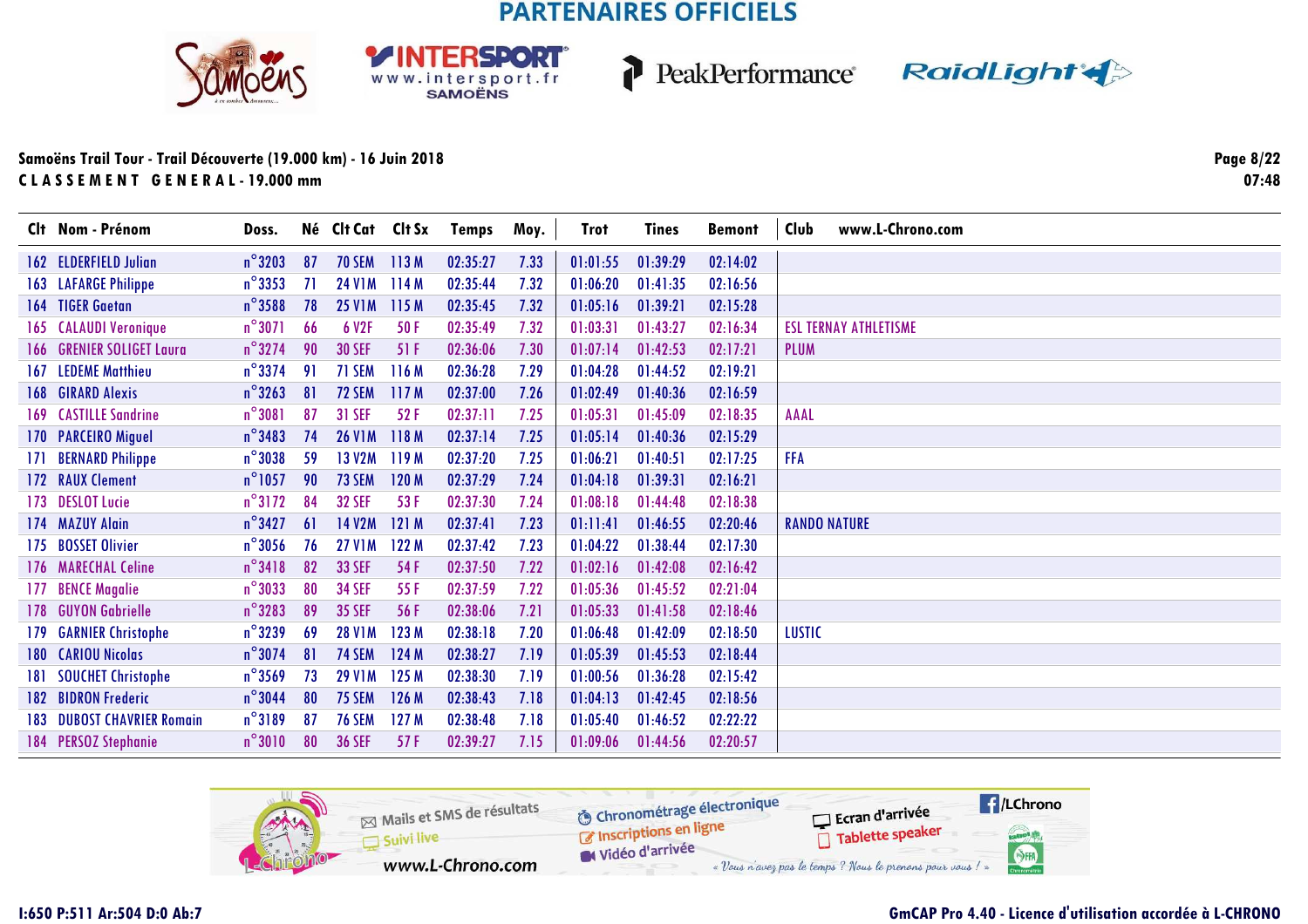PARTENAIRES OFFICIELS

**Samoëns Trail Tour - Trail Découverte (19.000 km) - 16 Juin 2018**
**C L A S S E M E N T   G E N E R A L - 19.000 mm**

07:48

| Clt | Nom - Prénom | Doss. | Né | Clt Cat | Clt Sx | Temps | Moy. | Trot | Tines | Bemont | Club | www.L-Chrono.com |
|---|---|---|---|---|---|---|---|---|---|---|---|---|
| 162 | ELDERFIELD Julian | n°3203 | 87 | 70 SEM | 113 M | 02:35:27 | 7.33 | 01:01:55 | 01:39:29 | 02:14:02 | | |
| 163 | LAFARGE Philippe | n°3353 | 71 | 24 V1M | 114 M | 02:35:44 | 7.32 | 01:06:20 | 01:41:35 | 02:16:56 | | |
| 164 | TIGER Gaetan | n°3588 | 78 | 25 V1M | 115 M | 02:35:45 | 7.32 | 01:05:16 | 01:39:21 | 02:15:28 | | |
| 165 | CALAUDI Veronique | n°3071 | 66 | 6 V2F | 50 F | 02:35:49 | 7.32 | 01:03:31 | 01:43:27 | 02:16:34 | ESL TERNAY ATHLETISME | |
| 166 | GRENIER SOLIGET Laura | n°3274 | 90 | 30 SEF | 51 F | 02:36:06 | 7.30 | 01:07:14 | 01:42:53 | 02:17:21 | PLUM | |
| 167 | LEDEME Matthieu | n°3374 | 91 | 71 SEM | 116 M | 02:36:28 | 7.29 | 01:04:28 | 01:44:52 | 02:19:21 | | |
| 168 | GIRARD Alexis | n°3263 | 81 | 72 SEM | 117 M | 02:37:00 | 7.26 | 01:02:49 | 01:40:36 | 02:16:59 | | |
| 169 | CASTILLE Sandrine | n°3081 | 87 | 31 SEF | 52 F | 02:37:11 | 7.25 | 01:05:31 | 01:45:09 | 02:18:35 | AAAL | |
| 170 | PARCEIRO Miguel | n°3483 | 74 | 26 V1M | 118 M | 02:37:14 | 7.25 | 01:05:14 | 01:40:36 | 02:15:29 | | |
| 171 | BERNARD Philippe | n°3038 | 59 | 13 V2M | 119 M | 02:37:20 | 7.25 | 01:06:21 | 01:40:51 | 02:17:25 | FFA | |
| 172 | RAUX Clement | n°1057 | 90 | 73 SEM | 120 M | 02:37:29 | 7.24 | 01:04:18 | 01:39:31 | 02:16:21 | | |
| 173 | DESLOT Lucie | n°3172 | 84 | 32 SEF | 53 F | 02:37:30 | 7.24 | 01:08:18 | 01:44:48 | 02:18:38 | | |
| 174 | MAZUY Alain | n°3427 | 61 | 14 V2M | 121 M | 02:37:41 | 7.23 | 01:11:41 | 01:46:55 | 02:20:46 | RANDO NATURE | |
| 175 | BOSSET Olivier | n°3056 | 76 | 27 V1M | 122 M | 02:37:42 | 7.23 | 01:04:22 | 01:38:44 | 02:17:30 | | |
| 176 | MARECHAL Celine | n°3418 | 82 | 33 SEF | 54 F | 02:37:50 | 7.22 | 01:02:16 | 01:42:08 | 02:16:42 | | |
| 177 | BENCE Magalie | n°3033 | 80 | 34 SEF | 55 F | 02:37:59 | 7.22 | 01:05:36 | 01:45:52 | 02:21:04 | | |
| 178 | GUYON Gabrielle | n°3283 | 89 | 35 SEF | 56 F | 02:38:06 | 7.21 | 01:05:33 | 01:41:58 | 02:18:46 | | |
| 179 | GARNIER Christophe | n°3239 | 69 | 28 V1M | 123 M | 02:38:18 | 7.20 | 01:06:48 | 01:42:09 | 02:18:50 | LUSTIC | |
| 180 | CARIOU Nicolas | n°3074 | 81 | 74 SEM | 124 M | 02:38:27 | 7.19 | 01:05:39 | 01:45:53 | 02:18:44 | | |
| 181 | SOUCHET Christophe | n°3569 | 73 | 29 V1M | 125 M | 02:38:30 | 7.19 | 01:00:56 | 01:36:28 | 02:15:42 | | |
| 182 | BIDRON Frederic | n°3044 | 80 | 75 SEM | 126 M | 02:38:43 | 7.18 | 01:04:13 | 01:42:45 | 02:18:56 | | |
| 183 | DUBOST CHAVRIER Romain | n°3189 | 87 | 76 SEM | 127 M | 02:38:48 | 7.18 | 01:05:40 | 01:46:52 | 02:22:22 | | |
| 184 | PERSOZ Stephanie | n°3010 | 80 | 36 SEF | 57 F | 02:39:27 | 7.15 | 01:09:06 | 01:44:56 | 02:20:57 | | |

Mails et SMS de résultats — Suivi live — www.L-Chrono.com — Chronométrage électronique — Inscriptions en ligne — Vidéo d'arrivée — Ecran d'arrivée — Tablette speaker — /LChrono

« Vous n'avez pas le temps ? Nous le prenons pour vous ! »

I:650 P:511 Ar:504 D:0 Ab:7

GmCAP Pro 4.40 - Licence d'utilisation accordée à L-CHRONO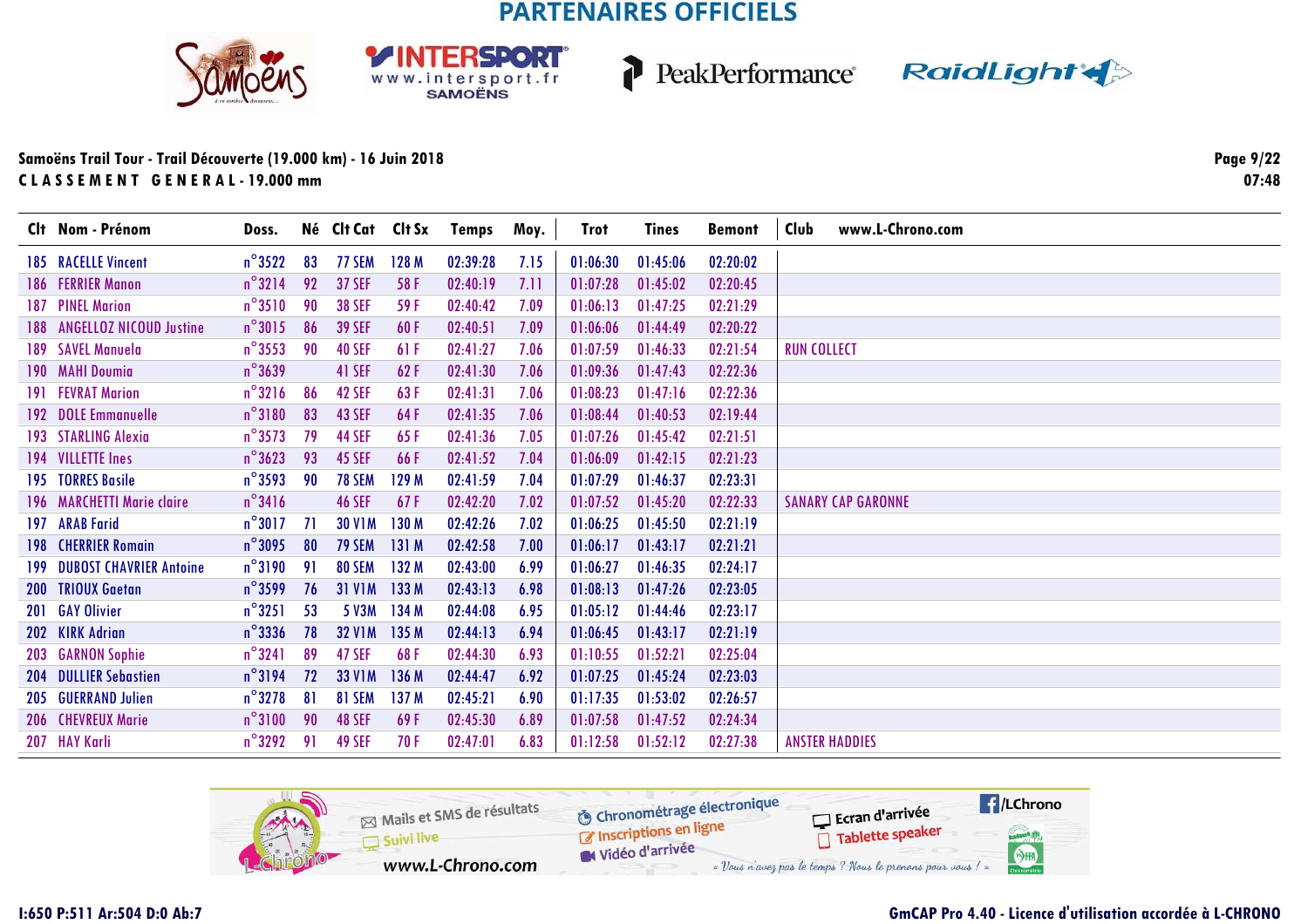PARTENAIRES OFFICIELS

**Samoëns Trail Tour - Trail Découverte (19.000 km) - 16 Juin 2018**

**C L A S S E M E N T   G E N E R A L - 19.000 mm**

07:48

| Clt | Nom - Prénom | Doss. | Né | Clt Cat | Clt Sx | Temps | Moy. | Trot | Tines | Bemont | Club | www.L-Chrono.com |
|---|---|---|---|---|---|---|---|---|---|---|---|---|
| 185 | RACELLE Vincent | n°3522 | 83 | 77 SEM | 128 M | 02:39:28 | 7.15 | 01:06:30 | 01:45:06 | 02:20:02 | | |
| 186 | FERRIER Manon | n°3214 | 92 | 37 SEF | 58 F | 02:40:19 | 7.11 | 01:07:28 | 01:45:02 | 02:20:45 | | |
| 187 | PINEL Marion | n°3510 | 90 | 38 SEF | 59 F | 02:40:42 | 7.09 | 01:06:13 | 01:47:25 | 02:21:29 | | |
| 188 | ANGELLOZ NICOUD Justine | n°3015 | 86 | 39 SEF | 60 F | 02:40:51 | 7.09 | 01:06:06 | 01:44:49 | 02:20:22 | | |
| 189 | SAVEL Manuela | n°3553 | 90 | 40 SEF | 61 F | 02:41:27 | 7.06 | 01:07:59 | 01:46:33 | 02:21:54 | RUN COLLECT | |
| 190 | MAHI Doumia | n°3639 | | 41 SEF | 62 F | 02:41:30 | 7.06 | 01:09:36 | 01:47:43 | 02:22:36 | | |
| 191 | FEVRAT Marion | n°3216 | 86 | 42 SEF | 63 F | 02:41:31 | 7.06 | 01:08:23 | 01:47:16 | 02:22:36 | | |
| 192 | DOLE Emmanuelle | n°3180 | 83 | 43 SEF | 64 F | 02:41:35 | 7.06 | 01:08:44 | 01:40:53 | 02:19:44 | | |
| 193 | STARLING Alexia | n°3573 | 79 | 44 SEF | 65 F | 02:41:36 | 7.05 | 01:07:26 | 01:45:42 | 02:21:51 | | |
| 194 | VILLETTE Ines | n°3623 | 93 | 45 SEF | 66 F | 02:41:52 | 7.04 | 01:06:09 | 01:42:15 | 02:21:23 | | |
| 195 | TORRES Basile | n°3593 | 90 | 78 SEM | 129 M | 02:41:59 | 7.04 | 01:07:29 | 01:46:37 | 02:23:31 | | |
| 196 | MARCHETTI Marie claire | n°3416 | | 46 SEF | 67 F | 02:42:20 | 7.02 | 01:07:52 | 01:45:20 | 02:22:33 | SANARY CAP GARONNE | |
| 197 | ARAB Farid | n°3017 | 71 | 30 V1M | 130 M | 02:42:26 | 7.02 | 01:06:25 | 01:45:50 | 02:21:19 | | |
| 198 | CHERRIER Romain | n°3095 | 80 | 79 SEM | 131 M | 02:42:58 | 7.00 | 01:06:17 | 01:43:17 | 02:21:21 | | |
| 199 | DUBOST CHAVRIER Antoine | n°3190 | 91 | 80 SEM | 132 M | 02:43:00 | 6.99 | 01:06:27 | 01:46:35 | 02:24:17 | | |
| 200 | TRIOUX Gaetan | n°3599 | 76 | 31 V1M | 133 M | 02:43:13 | 6.98 | 01:08:13 | 01:47:26 | 02:23:05 | | |
| 201 | GAY Olivier | n°3251 | 53 | 5 V3M | 134 M | 02:44:08 | 6.95 | 01:05:12 | 01:44:46 | 02:23:17 | | |
| 202 | KIRK Adrian | n°3336 | 78 | 32 V1M | 135 M | 02:44:13 | 6.94 | 01:06:45 | 01:43:17 | 02:21:19 | | |
| 203 | GARNON Sophie | n°3241 | 89 | 47 SEF | 68 F | 02:44:30 | 6.93 | 01:10:55 | 01:52:21 | 02:25:04 | | |
| 204 | DULLIER Sebastien | n°3194 | 72 | 33 V1M | 136 M | 02:44:47 | 6.92 | 01:07:25 | 01:45:24 | 02:23:03 | | |
| 205 | GUERRAND Julien | n°3278 | 81 | 81 SEM | 137 M | 02:45:21 | 6.90 | 01:17:35 | 01:53:02 | 02:26:57 | | |
| 206 | CHEVREUX Marie | n°3100 | 90 | 48 SEF | 69 F | 02:45:30 | 6.89 | 01:07:58 | 01:47:52 | 02:24:34 | | |
| 207 | HAY Karli | n°3292 | 91 | 49 SEF | 70 F | 02:47:01 | 6.83 | 01:12:58 | 01:52:12 | 02:27:38 | ANSTER HADDIES | |

I:650 P:511 Ar:504 D:0 Ab:7

GmCAP Pro 4.40 - Licence d'utilisation accordée à L-CHRONO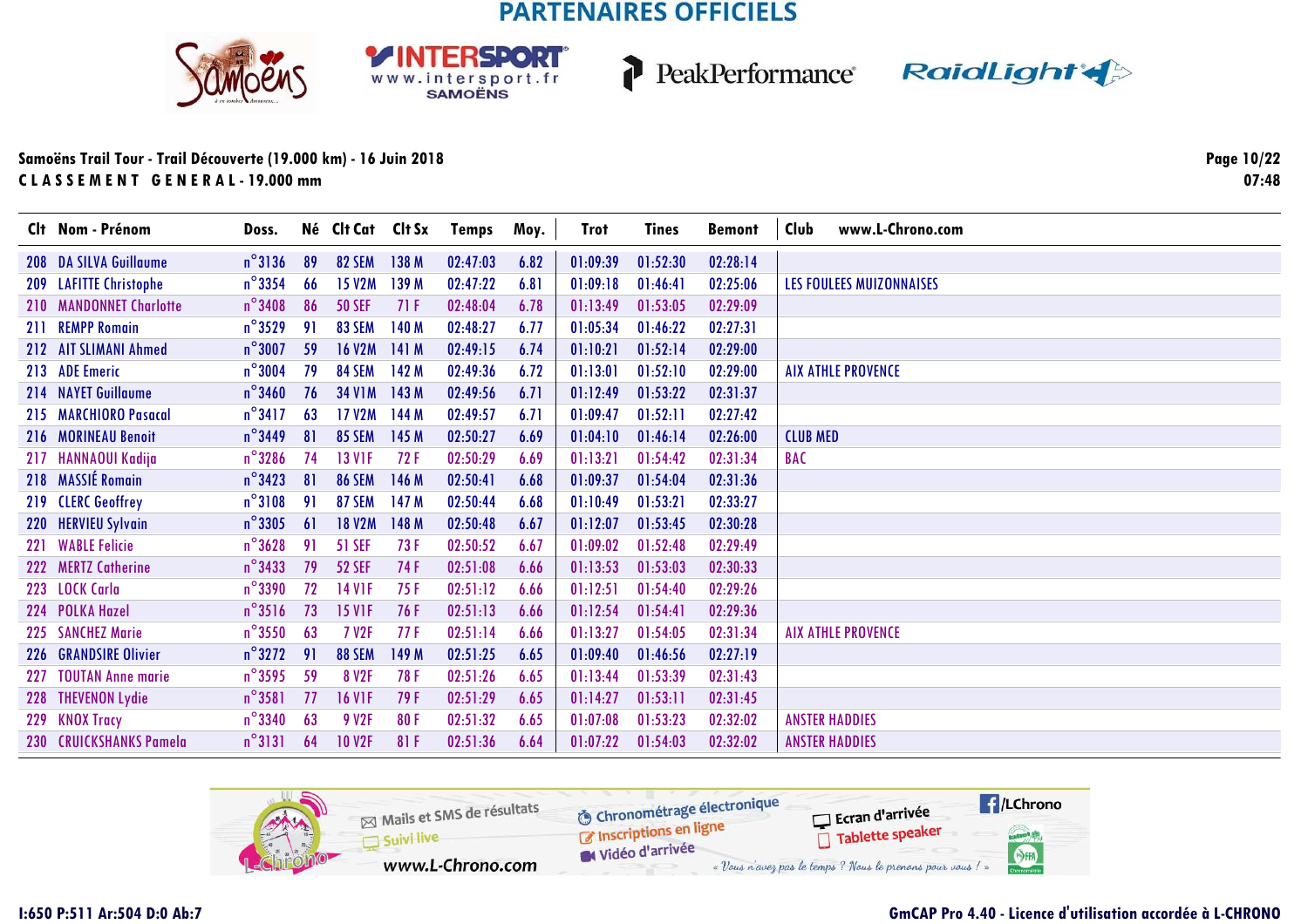PARTENAIRES OFFICIELS

**Samoëns Trail Tour - Trail Découverte (19.000 km) - 16 Juin 2018**
**CLASSEMENT GENERAL - 19.000 mm**

07:48

| Clt | Nom - Prénom | Doss. | Né | Clt Cat | Clt Sx | Temps | Moy. | Trot | Tines | Bemont | Club www.L-Chrono.com |
|---|---|---|---|---|---|---|---|---|---|---|---|
| 208 | DA SILVA Guillaume | n°3136 | 89 | 82 SEM | 138 M | 02:47:03 | 6.82 | 01:09:39 | 01:52:30 | 02:28:14 | |
| 209 | LAFITTE Christophe | n°3354 | 66 | 15 V2M | 139 M | 02:47:22 | 6.81 | 01:09:18 | 01:46:41 | 02:25:06 | LES FOULEES MUIZONNAISES |
| 210 | MANDONNET Charlotte | n°3408 | 86 | 50 SEF | 71 F | 02:48:04 | 6.78 | 01:13:49 | 01:53:05 | 02:29:09 | |
| 211 | REMPP Romain | n°3529 | 91 | 83 SEM | 140 M | 02:48:27 | 6.77 | 01:05:34 | 01:46:22 | 02:27:31 | |
| 212 | AIT SLIMANI Ahmed | n°3007 | 59 | 16 V2M | 141 M | 02:49:15 | 6.74 | 01:10:21 | 01:52:14 | 02:29:00 | |
| 213 | ADE Emeric | n°3004 | 79 | 84 SEM | 142 M | 02:49:36 | 6.72 | 01:13:01 | 01:52:10 | 02:29:00 | AIX ATHLE PROVENCE |
| 214 | NAYET Guillaume | n°3460 | 76 | 34 V1M | 143 M | 02:49:56 | 6.71 | 01:12:49 | 01:53:22 | 02:31:37 | |
| 215 | MARCHIORO Pasacal | n°3417 | 63 | 17 V2M | 144 M | 02:49:57 | 6.71 | 01:09:47 | 01:52:11 | 02:27:42 | |
| 216 | MORINEAU Benoit | n°3449 | 81 | 85 SEM | 145 M | 02:50:27 | 6.69 | 01:04:10 | 01:46:14 | 02:26:00 | CLUB MED |
| 217 | HANNAOUI Kadija | n°3286 | 74 | 13 V1F | 72 F | 02:50:29 | 6.69 | 01:13:21 | 01:54:42 | 02:31:34 | BAC |
| 218 | MASSIÉ Romain | n°3423 | 81 | 86 SEM | 146 M | 02:50:41 | 6.68 | 01:09:37 | 01:54:04 | 02:31:36 | |
| 219 | CLERC Geoffrey | n°3108 | 91 | 87 SEM | 147 M | 02:50:44 | 6.68 | 01:10:49 | 01:53:21 | 02:33:27 | |
| 220 | HERVIEU Sylvain | n°3305 | 61 | 18 V2M | 148 M | 02:50:48 | 6.67 | 01:12:07 | 01:53:45 | 02:30:28 | |
| 221 | WABLE Felicie | n°3628 | 91 | 51 SEF | 73 F | 02:50:52 | 6.67 | 01:09:02 | 01:52:48 | 02:29:49 | |
| 222 | MERTZ Catherine | n°3433 | 79 | 52 SEF | 74 F | 02:51:08 | 6.66 | 01:13:53 | 01:53:03 | 02:30:33 | |
| 223 | LOCK Carla | n°3390 | 72 | 14 V1F | 75 F | 02:51:12 | 6.66 | 01:12:51 | 01:54:40 | 02:29:26 | |
| 224 | POLKA Hazel | n°3516 | 73 | 15 V1F | 76 F | 02:51:13 | 6.66 | 01:12:54 | 01:54:41 | 02:29:36 | |
| 225 | SANCHEZ Marie | n°3550 | 63 | 7 V2F | 77 F | 02:51:14 | 6.66 | 01:13:27 | 01:54:05 | 02:31:34 | AIX ATHLE PROVENCE |
| 226 | GRANDSIRE Olivier | n°3272 | 91 | 88 SEM | 149 M | 02:51:25 | 6.65 | 01:09:40 | 01:46:56 | 02:27:19 | |
| 227 | TOUTAN Anne marie | n°3595 | 59 | 8 V2F | 78 F | 02:51:26 | 6.65 | 01:13:44 | 01:53:39 | 02:31:43 | |
| 228 | THEVENON Lydie | n°3581 | 77 | 16 V1F | 79 F | 02:51:29 | 6.65 | 01:14:27 | 01:53:11 | 02:31:45 | |
| 229 | KNOX Tracy | n°3340 | 63 | 9 V2F | 80 F | 02:51:32 | 6.65 | 01:07:08 | 01:53:23 | 02:32:02 | ANSTER HADDIES |
| 230 | CRUICKSHANKS Pamela | n°3131 | 64 | 10 V2F | 81 F | 02:51:36 | 6.64 | 01:07:22 | 01:54:03 | 02:32:02 | ANSTER HADDIES |

Mails et SMS de résultats · Suivi live · www.L-Chrono.com · Chronométrage électronique · Inscriptions en ligne · Vidéo d'arrivée · Ecran d'arrivée · Tablette speaker · /LChrono

« Vous n'avez pas le temps ? Nous le prenons pour vous ! »

I:650 P:511 Ar:504 D:0 Ab:7

GmCAP Pro 4.40 - Licence d'utilisation accordée à L-CHRONO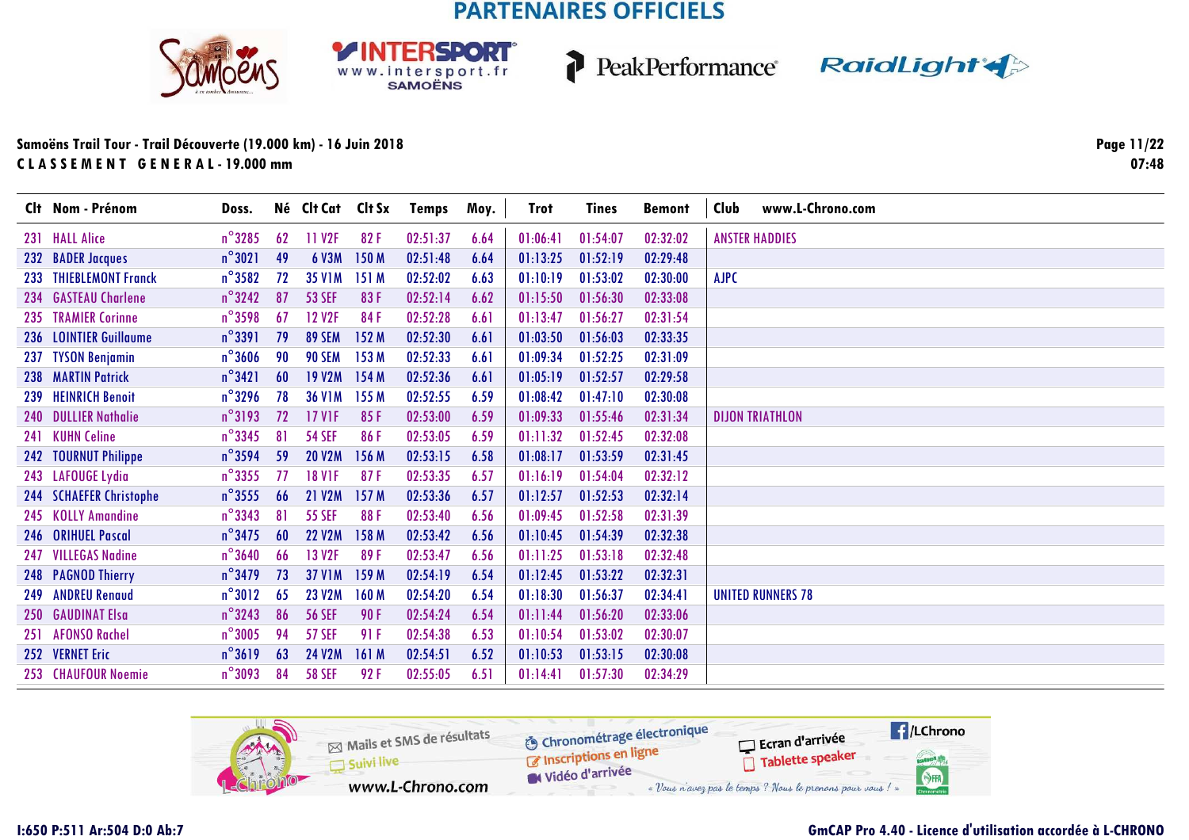PARTENAIRES OFFICIELS

**Samoëns Trail Tour - Trail Découverte (19.000 km) - 16 Juin 2018**

**C L A S S E M E N T   G E N E R A L - 19.000 mm**

07:48

| Clt | Nom - Prénom | Doss. | Né | Clt Cat | Clt Sx | Temps | Moy. | Trot | Tines | Bemont | Club www.L-Chrono.com |
|---|---|---|---|---|---|---|---|---|---|---|---|
| 231 | HALL Alice | n°3285 | 62 | 11 V2F | 82 F | 02:51:37 | 6.64 | 01:06:41 | 01:54:07 | 02:32:02 | ANSTER HADDIES |
| 232 | BADER Jacques | n°3021 | 49 | 6 V3M | 150 M | 02:51:48 | 6.64 | 01:13:25 | 01:52:19 | 02:29:48 | |
| 233 | THIEBLEMONT Franck | n°3582 | 72 | 35 V1M | 151 M | 02:52:02 | 6.63 | 01:10:19 | 01:53:02 | 02:30:00 | AJPC |
| 234 | GASTEAU Charlene | n°3242 | 87 | 53 SEF | 83 F | 02:52:14 | 6.62 | 01:15:50 | 01:56:30 | 02:33:08 | |
| 235 | TRAMIER Corinne | n°3598 | 67 | 12 V2F | 84 F | 02:52:28 | 6.61 | 01:13:47 | 01:56:27 | 02:31:54 | |
| 236 | LOINTIER Guillaume | n°3391 | 79 | 89 SEM | 152 M | 02:52:30 | 6.61 | 01:03:50 | 01:56:03 | 02:33:35 | |
| 237 | TYSON Benjamin | n°3606 | 90 | 90 SEM | 153 M | 02:52:33 | 6.61 | 01:09:34 | 01:52:25 | 02:31:09 | |
| 238 | MARTIN Patrick | n°3421 | 60 | 19 V2M | 154 M | 02:52:36 | 6.61 | 01:05:19 | 01:52:57 | 02:29:58 | |
| 239 | HEINRICH Benoit | n°3296 | 78 | 36 V1M | 155 M | 02:52:55 | 6.59 | 01:08:42 | 01:47:10 | 02:30:08 | |
| 240 | DULLIER Nathalie | n°3193 | 72 | 17 V1F | 85 F | 02:53:00 | 6.59 | 01:09:33 | 01:55:46 | 02:31:34 | DIJON TRIATHLON |
| 241 | KUHN Celine | n°3345 | 81 | 54 SEF | 86 F | 02:53:05 | 6.59 | 01:11:32 | 01:52:45 | 02:32:08 | |
| 242 | TOURNUT Philippe | n°3594 | 59 | 20 V2M | 156 M | 02:53:15 | 6.58 | 01:08:17 | 01:53:59 | 02:31:45 | |
| 243 | LAFOUGE Lydia | n°3355 | 77 | 18 V1F | 87 F | 02:53:35 | 6.57 | 01:16:19 | 01:54:04 | 02:32:12 | |
| 244 | SCHAEFER Christophe | n°3555 | 66 | 21 V2M | 157 M | 02:53:36 | 6.57 | 01:12:57 | 01:52:53 | 02:32:14 | |
| 245 | KOLLY Amandine | n°3343 | 81 | 55 SEF | 88 F | 02:53:40 | 6.56 | 01:09:45 | 01:52:58 | 02:31:39 | |
| 246 | ORIHUEL Pascal | n°3475 | 60 | 22 V2M | 158 M | 02:53:42 | 6.56 | 01:10:45 | 01:54:39 | 02:32:38 | |
| 247 | VILLEGAS Nadine | n°3640 | 66 | 13 V2F | 89 F | 02:53:47 | 6.56 | 01:11:25 | 01:53:18 | 02:32:48 | |
| 248 | PAGNOD Thierry | n°3479 | 73 | 37 V1M | 159 M | 02:54:19 | 6.54 | 01:12:45 | 01:53:22 | 02:32:31 | |
| 249 | ANDREU Renaud | n°3012 | 65 | 23 V2M | 160 M | 02:54:20 | 6.54 | 01:18:30 | 01:56:37 | 02:34:41 | UNITED RUNNERS 78 |
| 250 | GAUDINAT Elsa | n°3243 | 86 | 56 SEF | 90 F | 02:54:24 | 6.54 | 01:11:44 | 01:56:20 | 02:33:06 | |
| 251 | AFONSO Rachel | n°3005 | 94 | 57 SEF | 91 F | 02:54:38 | 6.53 | 01:10:54 | 01:53:02 | 02:30:07 | |
| 252 | VERNET Eric | n°3619 | 63 | 24 V2M | 161 M | 02:54:51 | 6.52 | 01:10:53 | 01:53:15 | 02:30:08 | |
| 253 | CHAUFOUR Noemie | n°3093 | 84 | 58 SEF | 92 F | 02:55:05 | 6.51 | 01:14:41 | 01:57:30 | 02:34:29 | |

I:650 P:511 Ar:504 D:0 Ab:7

GmCAP Pro 4.40 - Licence d'utilisation accordée à L-CHRONO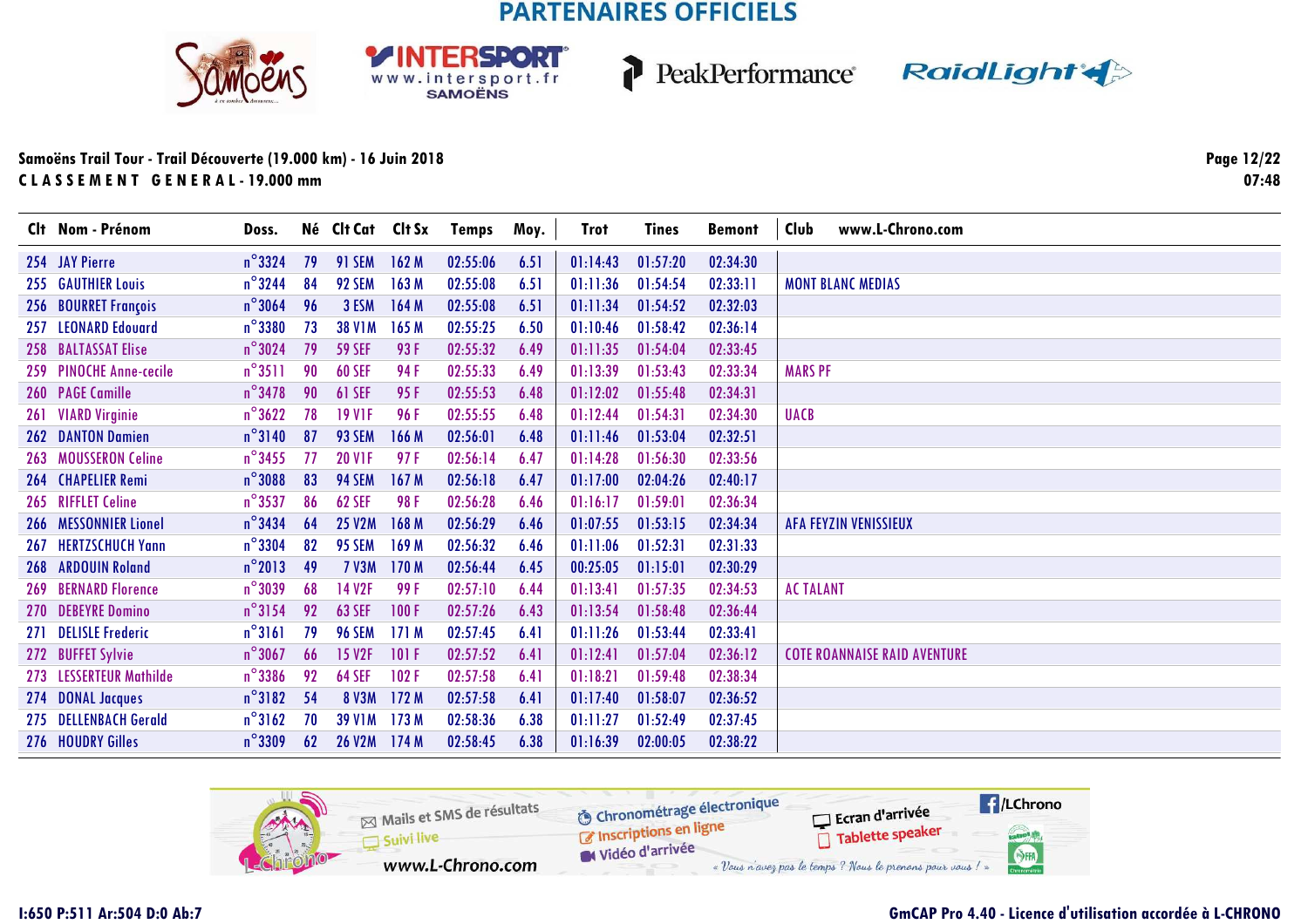## PARTENAIRES OFFICIELS

**Samoëns Trail Tour - Trail Découverte (19.000 km) - 16 Juin 2018**

**C L A S S E M E N T   G E N E R A L - 19.000 mm**

07:48

| Clt | Nom - Prénom | Doss. | Né | Clt Cat | Clt Sx | Temps | Moy. | Trot | Tines | Bemont | Club www.L-Chrono.com |
|---|---|---|---|---|---|---|---|---|---|---|---|
| 254 | JAY Pierre | n°3324 | 79 | 91 SEM | 162 M | 02:55:06 | 6.51 | 01:14:43 | 01:57:20 | 02:34:30 | |
| 255 | GAUTHIER Louis | n°3244 | 84 | 92 SEM | 163 M | 02:55:08 | 6.51 | 01:11:36 | 01:54:54 | 02:33:11 | MONT BLANC MEDIAS |
| 256 | BOURRET François | n°3064 | 96 | 3 ESM | 164 M | 02:55:08 | 6.51 | 01:11:34 | 01:54:52 | 02:32:03 | |
| 257 | LEONARD Edouard | n°3380 | 73 | 38 V1M | 165 M | 02:55:25 | 6.50 | 01:10:46 | 01:58:42 | 02:36:14 | |
| 258 | BALTASSAT Elise | n°3024 | 79 | 59 SEF | 93 F | 02:55:32 | 6.49 | 01:11:35 | 01:54:04 | 02:33:45 | |
| 259 | PINOCHE Anne-cecile | n°3511 | 90 | 60 SEF | 94 F | 02:55:33 | 6.49 | 01:13:39 | 01:53:43 | 02:33:34 | MARS PF |
| 260 | PAGE Camille | n°3478 | 90 | 61 SEF | 95 F | 02:55:53 | 6.48 | 01:12:02 | 01:55:48 | 02:34:31 | |
| 261 | VIARD Virginie | n°3622 | 78 | 19 V1F | 96 F | 02:55:55 | 6.48 | 01:12:44 | 01:54:31 | 02:34:30 | UACB |
| 262 | DANTON Damien | n°3140 | 87 | 93 SEM | 166 M | 02:56:01 | 6.48 | 01:11:46 | 01:53:04 | 02:32:51 | |
| 263 | MOUSSERON Celine | n°3455 | 77 | 20 V1F | 97 F | 02:56:14 | 6.47 | 01:14:28 | 01:56:30 | 02:33:56 | |
| 264 | CHAPELIER Remi | n°3088 | 83 | 94 SEM | 167 M | 02:56:18 | 6.47 | 01:17:00 | 02:04:26 | 02:40:17 | |
| 265 | RIFFLET Celine | n°3537 | 86 | 62 SEF | 98 F | 02:56:28 | 6.46 | 01:16:17 | 01:59:01 | 02:36:34 | |
| 266 | MESSONNIER Lionel | n°3434 | 64 | 25 V2M | 168 M | 02:56:29 | 6.46 | 01:07:55 | 01:53:15 | 02:34:34 | AFA FEYZIN VENISSIEUX |
| 267 | HERTZSCHUCH Yann | n°3304 | 82 | 95 SEM | 169 M | 02:56:32 | 6.46 | 01:11:06 | 01:52:31 | 02:31:33 | |
| 268 | ARDOUIN Roland | n°2013 | 49 | 7 V3M | 170 M | 02:56:44 | 6.45 | 00:25:05 | 01:15:01 | 02:30:29 | |
| 269 | BERNARD Florence | n°3039 | 68 | 14 V2F | 99 F | 02:57:10 | 6.44 | 01:13:41 | 01:57:35 | 02:34:53 | AC TALANT |
| 270 | DEBEYRE Domino | n°3154 | 92 | 63 SEF | 100 F | 02:57:26 | 6.43 | 01:13:54 | 01:58:48 | 02:36:44 | |
| 271 | DELISLE Frederic | n°3161 | 79 | 96 SEM | 171 M | 02:57:45 | 6.41 | 01:11:26 | 01:53:44 | 02:33:41 | |
| 272 | BUFFET Sylvie | n°3067 | 66 | 15 V2F | 101 F | 02:57:52 | 6.41 | 01:12:41 | 01:57:04 | 02:36:12 | COTE ROANNAISE RAID AVENTURE |
| 273 | LESSERTEUR Mathilde | n°3386 | 92 | 64 SEF | 102 F | 02:57:58 | 6.41 | 01:18:21 | 01:59:48 | 02:38:34 | |
| 274 | DONAL Jacques | n°3182 | 54 | 8 V3M | 172 M | 02:57:58 | 6.41 | 01:17:40 | 01:58:07 | 02:36:52 | |
| 275 | DELLENBACH Gerald | n°3162 | 70 | 39 V1M | 173 M | 02:58:36 | 6.38 | 01:11:27 | 01:52:49 | 02:37:45 | |
| 276 | HOUDRY Gilles | n°3309 | 62 | 26 V2M | 174 M | 02:58:45 | 6.38 | 01:16:39 | 02:00:05 | 02:38:22 | |

Mails et SMS de résultats — Suivi live — www.L-Chrono.com — Chronométrage électronique — Inscriptions en ligne — Vidéo d'arrivée — Ecran d'arrivée — Tablette speaker — /LChrono

*« Vous n'avez pas le temps ? Nous le prenons pour vous ! »*

I:650 P:511 Ar:504 D:0 Ab:7

GmCAP Pro 4.40 - Licence d'utilisation accordée à L-CHRONO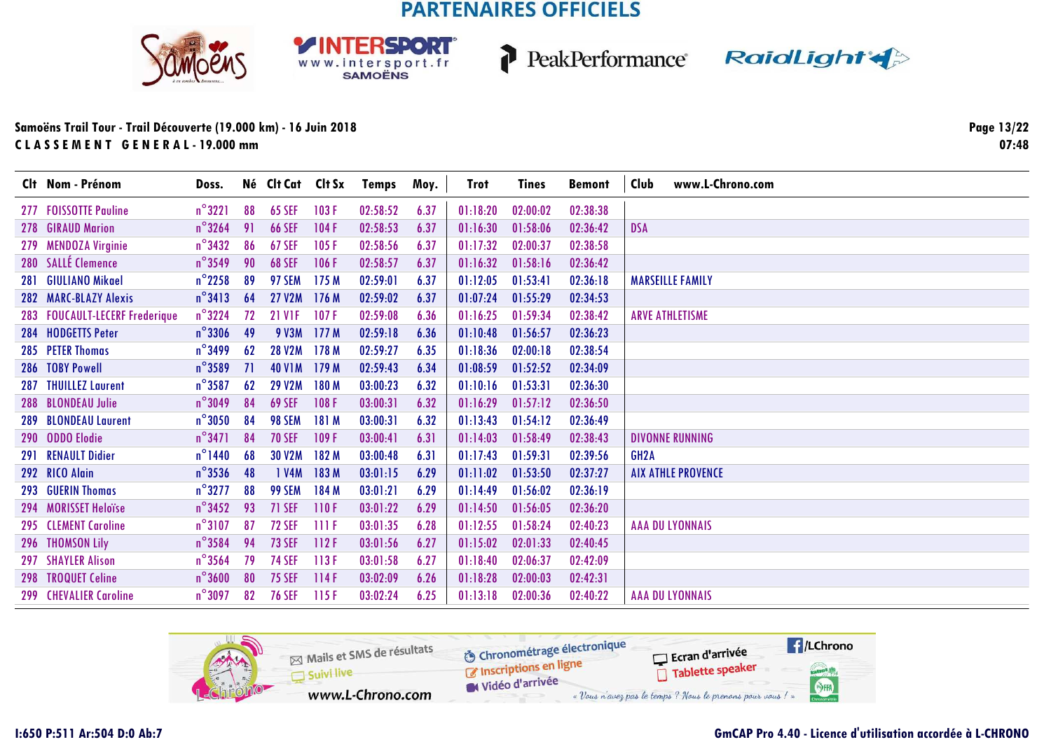## PARTENAIRES OFFICIELS

**Samoëns Trail Tour - Trail Découverte (19.000 km) - 16 Juin 2018**
**C L A S S E M E N T  G E N E R A L - 19.000 mm**

| Clt | Nom - Prénom | Doss. | Né | Clt Cat | Clt Sx | Temps | Moy. | Trot | Tines | Bemont | Club www.L-Chrono.com |
|---|---|---|---|---|---|---|---|---|---|---|---|
| 277 | FOISSOTTE Pauline | n°3221 | 88 | 65 SEF | 103 F | 02:58:52 | 6.37 | 01:18:20 | 02:00:02 | 02:38:38 | |
| 278 | GIRAUD Marion | n°3264 | 91 | 66 SEF | 104 F | 02:58:53 | 6.37 | 01:16:30 | 01:58:06 | 02:36:42 | DSA |
| 279 | MENDOZA Virginie | n°3432 | 86 | 67 SEF | 105 F | 02:58:56 | 6.37 | 01:17:32 | 02:00:37 | 02:38:58 | |
| 280 | SALLÉ Clemence | n°3549 | 90 | 68 SEF | 106 F | 02:58:57 | 6.37 | 01:16:32 | 01:58:16 | 02:36:42 | |
| 281 | GIULIANO Mikael | n°2258 | 89 | 97 SEM | 175 M | 02:59:01 | 6.37 | 01:12:05 | 01:53:41 | 02:36:18 | MARSEILLE FAMILY |
| 282 | MARC-BLAZY Alexis | n°3413 | 64 | 27 V2M | 176 M | 02:59:02 | 6.37 | 01:07:24 | 01:55:29 | 02:34:53 | |
| 283 | FOUCAULT-LECERF Frederique | n°3224 | 72 | 21 V1F | 107 F | 02:59:08 | 6.36 | 01:16:25 | 01:59:34 | 02:38:42 | ARVE ATHLETISME |
| 284 | HODGETTS Peter | n°3306 | 49 | 9 V3M | 177 M | 02:59:18 | 6.36 | 01:10:48 | 01:56:57 | 02:36:23 | |
| 285 | PETER Thomas | n°3499 | 62 | 28 V2M | 178 M | 02:59:27 | 6.35 | 01:18:36 | 02:00:18 | 02:38:54 | |
| 286 | TOBY Powell | n°3589 | 71 | 40 V1M | 179 M | 02:59:43 | 6.34 | 01:08:59 | 01:52:52 | 02:34:09 | |
| 287 | THUILLEZ Laurent | n°3587 | 62 | 29 V2M | 180 M | 03:00:23 | 6.32 | 01:10:16 | 01:53:31 | 02:36:30 | |
| 288 | BLONDEAU Julie | n°3049 | 84 | 69 SEF | 108 F | 03:00:31 | 6.32 | 01:16:29 | 01:57:12 | 02:36:50 | |
| 289 | BLONDEAU Laurent | n°3050 | 84 | 98 SEM | 181 M | 03:00:31 | 6.32 | 01:13:43 | 01:54:12 | 02:36:49 | |
| 290 | ODDO Elodie | n°3471 | 84 | 70 SEF | 109 F | 03:00:41 | 6.31 | 01:14:03 | 01:58:49 | 02:38:43 | DIVONNE RUNNING |
| 291 | RENAULT Didier | n°1440 | 68 | 30 V2M | 182 M | 03:00:48 | 6.31 | 01:17:43 | 01:59:31 | 02:39:56 | GH2A |
| 292 | RICO Alain | n°3536 | 48 | 1 V4M | 183 M | 03:01:15 | 6.29 | 01:11:02 | 01:53:50 | 02:37:27 | AIX ATHLE PROVENCE |
| 293 | GUERIN Thomas | n°3277 | 88 | 99 SEM | 184 M | 03:01:21 | 6.29 | 01:14:49 | 01:56:02 | 02:36:19 | |
| 294 | MORISSET Heloïse | n°3452 | 93 | 71 SEF | 110 F | 03:01:22 | 6.29 | 01:14:50 | 01:56:05 | 02:36:20 | |
| 295 | CLEMENT Caroline | n°3107 | 87 | 72 SEF | 111 F | 03:01:35 | 6.28 | 01:12:55 | 01:58:24 | 02:40:23 | AAA DU LYONNAIS |
| 296 | THOMSON Lily | n°3584 | 94 | 73 SEF | 112 F | 03:01:56 | 6.27 | 01:15:02 | 02:01:33 | 02:40:45 | |
| 297 | SHAYLER Alison | n°3564 | 79 | 74 SEF | 113 F | 03:01:58 | 6.27 | 01:18:40 | 02:06:37 | 02:42:09 | |
| 298 | TROQUET Celine | n°3600 | 80 | 75 SEF | 114 F | 03:02:09 | 6.26 | 01:18:28 | 02:00:03 | 02:42:31 | |
| 299 | CHEVALIER Caroline | n°3097 | 82 | 76 SEF | 115 F | 03:02:24 | 6.25 | 01:13:18 | 02:00:36 | 02:40:22 | AAA DU LYONNAIS |

I:650 P:511 Ar:504 D:0 Ab:7

GmCAP Pro 4.40 - Licence d'utilisation accordée à L-CHRONO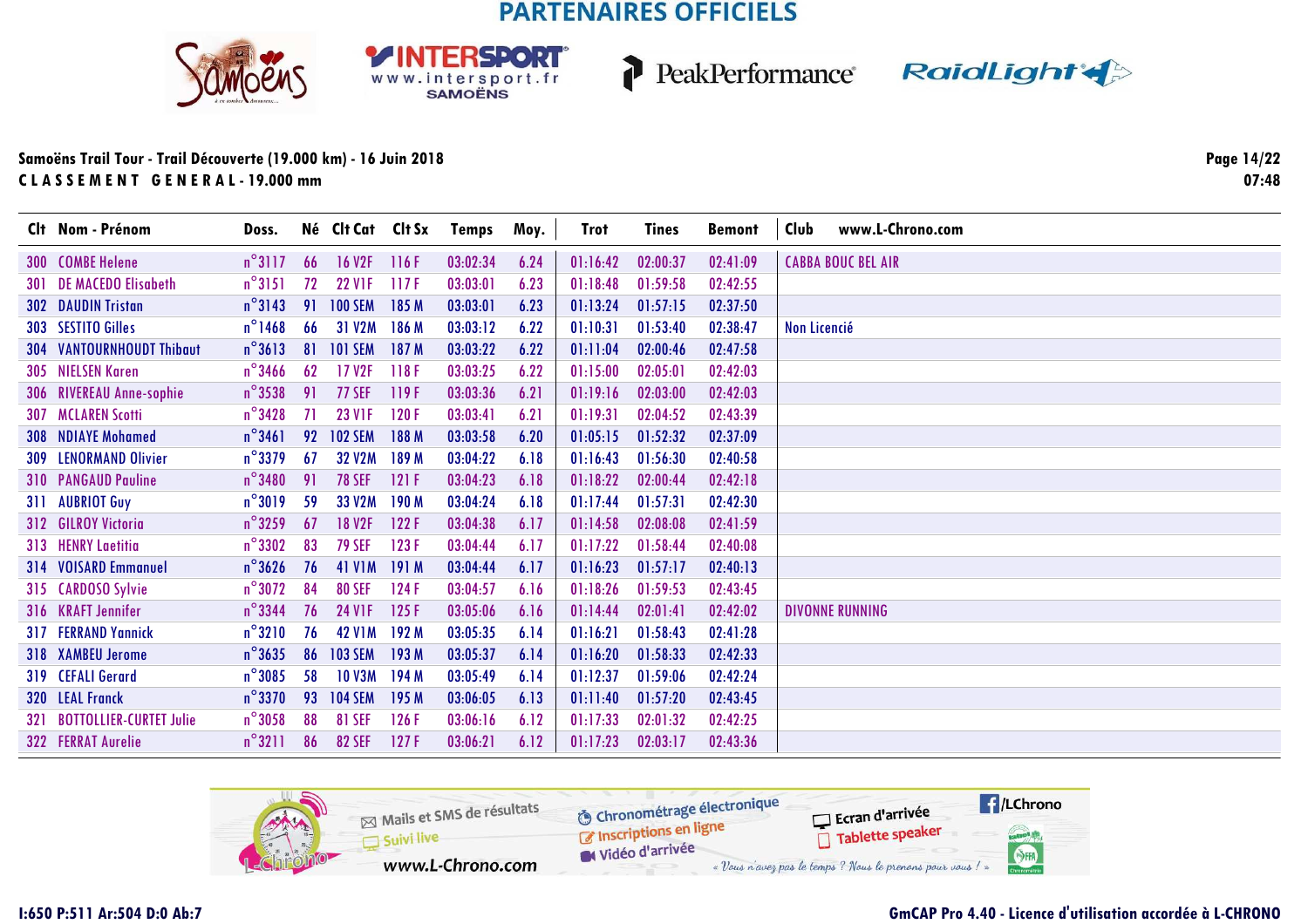PARTENAIRES OFFICIELS

**Samoëns Trail Tour - Trail Découverte (19.000 km) - 16 Juin 2018**

**C L A S S E M E N T   G E N E R A L - 19.000 mm**

07:48

| Clt | Nom - Prénom | Doss. | Né | Clt Cat | Clt Sx | Temps | Moy. | Trot | Tines | Bemont | Club www.L-Chrono.com |
|---|---|---|---|---|---|---|---|---|---|---|---|
| 300 | COMBE Helene | n°3117 | 66 | 16 V2F | 116 F | 03:02:34 | 6.24 | 01:16:42 | 02:00:37 | 02:41:09 | CABBA BOUC BEL AIR |
| 301 | DE MACEDO Elisabeth | n°3151 | 72 | 22 V1F | 117 F | 03:03:01 | 6.23 | 01:18:48 | 01:59:58 | 02:42:55 | |
| 302 | DAUDIN Tristan | n°3143 | 91 | 100 SEM | 185 M | 03:03:01 | 6.23 | 01:13:24 | 01:57:15 | 02:37:50 | |
| 303 | SESTITO Gilles | n°1468 | 66 | 31 V2M | 186 M | 03:03:12 | 6.22 | 01:10:31 | 01:53:40 | 02:38:47 | Non Licencié |
| 304 | VANTOURNHOUDT Thibaut | n°3613 | 81 | 101 SEM | 187 M | 03:03:22 | 6.22 | 01:11:04 | 02:00:46 | 02:47:58 | |
| 305 | NIELSEN Karen | n°3466 | 62 | 17 V2F | 118 F | 03:03:25 | 6.22 | 01:15:00 | 02:05:01 | 02:42:03 | |
| 306 | RIVEREAU Anne-sophie | n°3538 | 91 | 77 SEF | 119 F | 03:03:36 | 6.21 | 01:19:16 | 02:03:00 | 02:42:03 | |
| 307 | MCLAREN Scotti | n°3428 | 71 | 23 V1F | 120 F | 03:03:41 | 6.21 | 01:19:31 | 02:04:52 | 02:43:39 | |
| 308 | NDIAYE Mohamed | n°3461 | 92 | 102 SEM | 188 M | 03:03:58 | 6.20 | 01:05:15 | 01:52:32 | 02:37:09 | |
| 309 | LENORMAND Olivier | n°3379 | 67 | 32 V2M | 189 M | 03:04:22 | 6.18 | 01:16:43 | 01:56:30 | 02:40:58 | |
| 310 | PANGAUD Pauline | n°3480 | 91 | 78 SEF | 121 F | 03:04:23 | 6.18 | 01:18:22 | 02:00:44 | 02:42:18 | |
| 311 | AUBRIOT Guy | n°3019 | 59 | 33 V2M | 190 M | 03:04:24 | 6.18 | 01:17:44 | 01:57:31 | 02:42:30 | |
| 312 | GILROY Victoria | n°3259 | 67 | 18 V2F | 122 F | 03:04:38 | 6.17 | 01:14:58 | 02:08:08 | 02:41:59 | |
| 313 | HENRY Laetitia | n°3302 | 83 | 79 SEF | 123 F | 03:04:44 | 6.17 | 01:17:22 | 01:58:44 | 02:40:08 | |
| 314 | VOISARD Emmanuel | n°3626 | 76 | 41 V1M | 191 M | 03:04:44 | 6.17 | 01:16:23 | 01:57:17 | 02:40:13 | |
| 315 | CARDOSO Sylvie | n°3072 | 84 | 80 SEF | 124 F | 03:04:57 | 6.16 | 01:18:26 | 01:59:53 | 02:43:45 | |
| 316 | KRAFT Jennifer | n°3344 | 76 | 24 V1F | 125 F | 03:05:06 | 6.16 | 01:14:44 | 02:01:41 | 02:42:02 | DIVONNE RUNNING |
| 317 | FERRAND Yannick | n°3210 | 76 | 42 V1M | 192 M | 03:05:35 | 6.14 | 01:16:21 | 01:58:43 | 02:41:28 | |
| 318 | XAMBEU Jerome | n°3635 | 86 | 103 SEM | 193 M | 03:05:37 | 6.14 | 01:16:20 | 01:58:33 | 02:42:33 | |
| 319 | CEFALI Gerard | n°3085 | 58 | 10 V3M | 194 M | 03:05:49 | 6.14 | 01:12:37 | 01:59:06 | 02:42:24 | |
| 320 | LEAL Franck | n°3370 | 93 | 104 SEM | 195 M | 03:06:05 | 6.13 | 01:11:40 | 01:57:20 | 02:43:45 | |
| 321 | BOTTOLLIER-CURTET Julie | n°3058 | 88 | 81 SEF | 126 F | 03:06:16 | 6.12 | 01:17:33 | 02:01:32 | 02:42:25 | |
| 322 | FERRAT Aurelie | n°3211 | 86 | 82 SEF | 127 F | 03:06:21 | 6.12 | 01:17:23 | 02:03:17 | 02:43:36 | |

Mails et SMS de résultats · Suivi live · www.L-Chrono.com · Chronométrage électronique · Inscriptions en ligne · Vidéo d'arrivée · Ecran d'arrivée · Tablette speaker · /LChrono

« Vous n'avez pas le temps ? Nous le prenons pour vous ! »

I:650 P:511 Ar:504 D:0 Ab:7

GmCAP Pro 4.40 - Licence d'utilisation accordée à L-CHRONO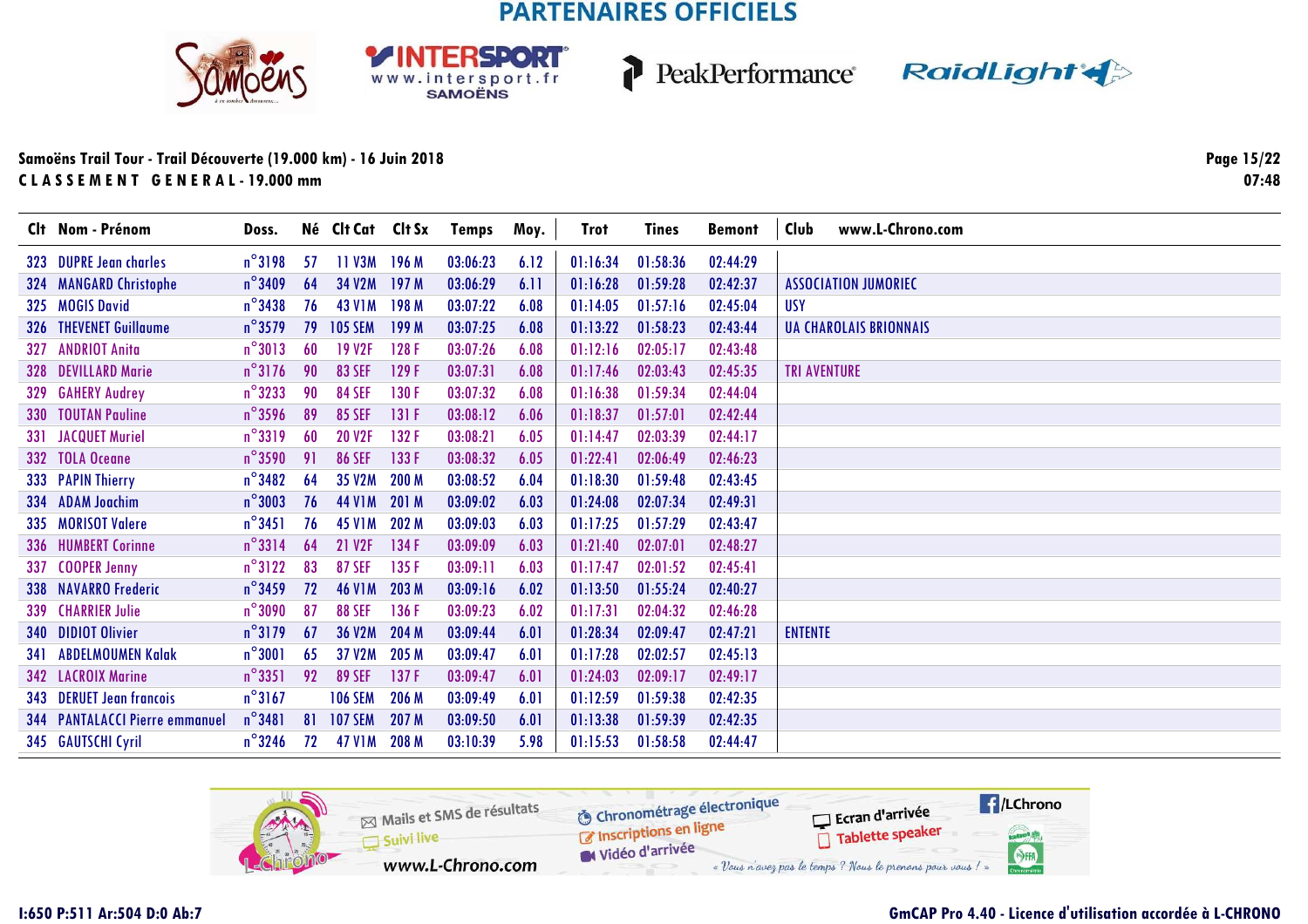## PARTENAIRES OFFICIELS

**Samoëns Trail Tour - Trail Découverte (19.000 km) - 16 Juin 2018**

**C L A S S E M E N T   G E N E R A L - 19.000 mm**

07:48

| Clt | Nom - Prénom | Doss. | Né | Clt Cat | Clt Sx | Temps | Moy. | Trot | Tines | Bemont | Club |
|---|---|---|---|---|---|---|---|---|---|---|---|
| 323 | DUPRE Jean charles | n°3198 | 57 | 11 V3M | 196 M | 03:06:23 | 6.12 | 01:16:34 | 01:58:36 | 02:44:29 | |
| 324 | MANGARD Christophe | n°3409 | 64 | 34 V2M | 197 M | 03:06:29 | 6.11 | 01:16:28 | 01:59:28 | 02:42:37 | ASSOCIATION JUMORIEC |
| 325 | MOGIS David | n°3438 | 76 | 43 V1M | 198 M | 03:07:22 | 6.08 | 01:14:05 | 01:57:16 | 02:45:04 | USY |
| 326 | THEVENET Guillaume | n°3579 | 79 | 105 SEM | 199 M | 03:07:25 | 6.08 | 01:13:22 | 01:58:23 | 02:43:44 | UA CHAROLAIS BRIONNAIS |
| 327 | ANDRIOT Anita | n°3013 | 60 | 19 V2F | 128 F | 03:07:26 | 6.08 | 01:12:16 | 02:05:17 | 02:43:48 | |
| 328 | DEVILLARD Marie | n°3176 | 90 | 83 SEF | 129 F | 03:07:31 | 6.08 | 01:17:46 | 02:03:43 | 02:45:35 | TRI AVENTURE |
| 329 | GAHERY Audrey | n°3233 | 90 | 84 SEF | 130 F | 03:07:32 | 6.08 | 01:16:38 | 01:59:34 | 02:44:04 | |
| 330 | TOUTAN Pauline | n°3596 | 89 | 85 SEF | 131 F | 03:08:12 | 6.06 | 01:18:37 | 01:57:01 | 02:42:44 | |
| 331 | JACQUET Muriel | n°3319 | 60 | 20 V2F | 132 F | 03:08:21 | 6.05 | 01:14:47 | 02:03:39 | 02:44:17 | |
| 332 | TOLA Oceane | n°3590 | 91 | 86 SEF | 133 F | 03:08:32 | 6.05 | 01:22:41 | 02:06:49 | 02:46:23 | |
| 333 | PAPIN Thierry | n°3482 | 64 | 35 V2M | 200 M | 03:08:52 | 6.04 | 01:18:30 | 01:59:48 | 02:43:45 | |
| 334 | ADAM Joachim | n°3003 | 76 | 44 V1M | 201 M | 03:09:02 | 6.03 | 01:24:08 | 02:07:34 | 02:49:31 | |
| 335 | MORISOT Valere | n°3451 | 76 | 45 V1M | 202 M | 03:09:03 | 6.03 | 01:17:25 | 01:57:29 | 02:43:47 | |
| 336 | HUMBERT Corinne | n°3314 | 64 | 21 V2F | 134 F | 03:09:09 | 6.03 | 01:21:40 | 02:07:01 | 02:48:27 | |
| 337 | COOPER Jenny | n°3122 | 83 | 87 SEF | 135 F | 03:09:11 | 6.03 | 01:17:47 | 02:01:52 | 02:45:41 | |
| 338 | NAVARRO Frederic | n°3459 | 72 | 46 V1M | 203 M | 03:09:16 | 6.02 | 01:13:50 | 01:55:24 | 02:40:27 | |
| 339 | CHARRIER Julie | n°3090 | 87 | 88 SEF | 136 F | 03:09:23 | 6.02 | 01:17:31 | 02:04:32 | 02:46:28 | |
| 340 | DIDIOT Olivier | n°3179 | 67 | 36 V2M | 204 M | 03:09:44 | 6.01 | 01:28:34 | 02:09:47 | 02:47:21 | ENTENTE |
| 341 | ABDELMOUMEN Kalak | n°3001 | 65 | 37 V2M | 205 M | 03:09:47 | 6.01 | 01:17:28 | 02:02:57 | 02:45:13 | |
| 342 | LACROIX Marine | n°3351 | 92 | 89 SEF | 137 F | 03:09:47 | 6.01 | 01:24:03 | 02:09:17 | 02:49:17 | |
| 343 | DERUET Jean francois | n°3167 | | 106 SEM | 206 M | 03:09:49 | 6.01 | 01:12:59 | 01:59:38 | 02:42:35 | |
| 344 | PANTALACCI Pierre emmanuel | n°3481 | 81 | 107 SEM | 207 M | 03:09:50 | 6.01 | 01:13:38 | 01:59:39 | 02:42:35 | |
| 345 | GAUTSCHI Cyril | n°3246 | 72 | 47 V1M | 208 M | 03:10:39 | 5.98 | 01:15:53 | 01:58:58 | 02:44:47 | |

I:650 P:511 Ar:504 D:0 Ab:7

GmCAP Pro 4.40 - Licence d'utilisation accordée à L-CHRONO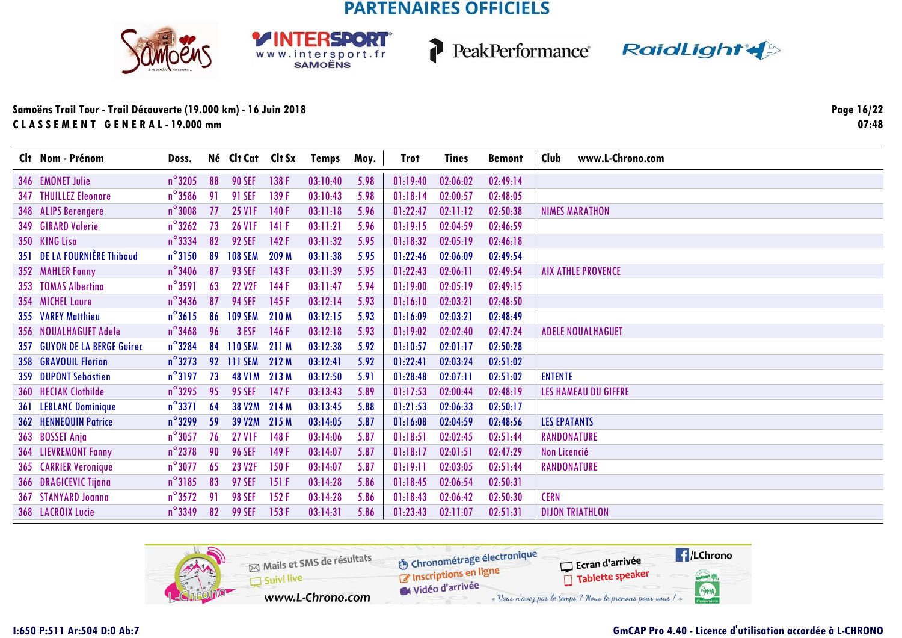## PARTENAIRES OFFICIELS

**Samoëns Trail Tour - Trail Découverte (19.000 km) - 16 Juin 2018**

**C L A S S E M E N T   G E N E R A L - 19.000 mm**

07:48

| Clt | Nom - Prénom | Doss. | Né | Clt Cat | Clt Sx | Temps | Moy. | Trot | Tines | Bemont | Club www.L-Chrono.com |
|---|---|---|---|---|---|---|---|---|---|---|---|
| 346 | EMONET Julie | n°3205 | 88 | 90 SEF | 138 F | 03:10:40 | 5.98 | 01:19:40 | 02:06:02 | 02:49:14 | |
| 347 | THUILLEZ Eleonore | n°3586 | 91 | 91 SEF | 139 F | 03:10:43 | 5.98 | 01:18:14 | 02:00:57 | 02:48:05 | |
| 348 | ALIPS Berengere | n°3008 | 77 | 25 V1F | 140 F | 03:11:18 | 5.96 | 01:22:47 | 02:11:12 | 02:50:38 | NIMES MARATHON |
| 349 | GIRARD Valerie | n°3262 | 73 | 26 V1F | 141 F | 03:11:21 | 5.96 | 01:19:15 | 02:04:59 | 02:46:59 | |
| 350 | KING Lisa | n°3334 | 82 | 92 SEF | 142 F | 03:11:32 | 5.95 | 01:18:32 | 02:05:19 | 02:46:18 | |
| 351 | DE LA FOURNIÈRE Thibaud | n°3150 | 89 | 108 SEM | 209 M | 03:11:38 | 5.95 | 01:22:46 | 02:06:09 | 02:49:54 | |
| 352 | MAHLER Fanny | n°3406 | 87 | 93 SEF | 143 F | 03:11:39 | 5.95 | 01:22:43 | 02:06:11 | 02:49:54 | AIX ATHLE PROVENCE |
| 353 | TOMAS Albertina | n°3591 | 63 | 22 V2F | 144 F | 03:11:47 | 5.94 | 01:19:00 | 02:05:19 | 02:49:15 | |
| 354 | MICHEL Laure | n°3436 | 87 | 94 SEF | 145 F | 03:12:14 | 5.93 | 01:16:10 | 02:03:21 | 02:48:50 | |
| 355 | VAREY Matthieu | n°3615 | 86 | 109 SEM | 210 M | 03:12:15 | 5.93 | 01:16:09 | 02:03:21 | 02:48:49 | |
| 356 | NOUALHAGUET Adele | n°3468 | 96 | 3 ESF | 146 F | 03:12:18 | 5.93 | 01:19:02 | 02:02:40 | 02:47:24 | ADELE NOUALHAGUET |
| 357 | GUYON DE LA BERGE Guirec | n°3284 | 84 | 110 SEM | 211 M | 03:12:38 | 5.92 | 01:10:57 | 02:01:17 | 02:50:28 | |
| 358 | GRAVOUIL Florian | n°3273 | 92 | 111 SEM | 212 M | 03:12:41 | 5.92 | 01:22:41 | 02:03:24 | 02:51:02 | |
| 359 | DUPONT Sebastien | n°3197 | 73 | 48 V1M | 213 M | 03:12:50 | 5.91 | 01:28:48 | 02:07:11 | 02:51:02 | ENTENTE |
| 360 | HECIAK Clothilde | n°3295 | 95 | 95 SEF | 147 F | 03:13:43 | 5.89 | 01:17:53 | 02:00:44 | 02:48:19 | LES HAMEAU DU GIFFRE |
| 361 | LEBLANC Dominique | n°3371 | 64 | 38 V2M | 214 M | 03:13:45 | 5.88 | 01:21:53 | 02:06:33 | 02:50:17 | |
| 362 | HENNEQUIN Patrice | n°3299 | 59 | 39 V2M | 215 M | 03:14:05 | 5.87 | 01:16:08 | 02:04:59 | 02:48:56 | LES EPATANTS |
| 363 | BOSSET Anja | n°3057 | 76 | 27 V1F | 148 F | 03:14:06 | 5.87 | 01:18:51 | 02:02:45 | 02:51:44 | RANDONATURE |
| 364 | LIEVREMONT Fanny | n°2378 | 90 | 96 SEF | 149 F | 03:14:07 | 5.87 | 01:18:17 | 02:01:51 | 02:47:29 | Non Licencié |
| 365 | CARRIER Veronique | n°3077 | 65 | 23 V2F | 150 F | 03:14:07 | 5.87 | 01:19:11 | 02:03:05 | 02:51:44 | RANDONATURE |
| 366 | DRAGICEVIC Tijana | n°3185 | 83 | 97 SEF | 151 F | 03:14:28 | 5.86 | 01:18:45 | 02:06:54 | 02:50:31 | |
| 367 | STANYARD Joanna | n°3572 | 91 | 98 SEF | 152 F | 03:14:28 | 5.86 | 01:18:43 | 02:06:42 | 02:50:30 | CERN |
| 368 | LACROIX Lucie | n°3349 | 82 | 99 SEF | 153 F | 03:14:31 | 5.86 | 01:23:43 | 02:11:07 | 02:51:31 | DIJON TRIATHLON |

Mails et SMS de résultats · Suivi live · www.L-Chrono.com · Chronométrage électronique · Inscriptions en ligne · Vidéo d'arrivée · Ecran d'arrivée · Tablette speaker · /LChrono

« Vous n'avez pas le temps ? Nous le prenons pour vous ! »

I:650 P:511 Ar:504 D:0 Ab:7

GmCAP Pro 4.40 - Licence d'utilisation accordée à L-CHRONO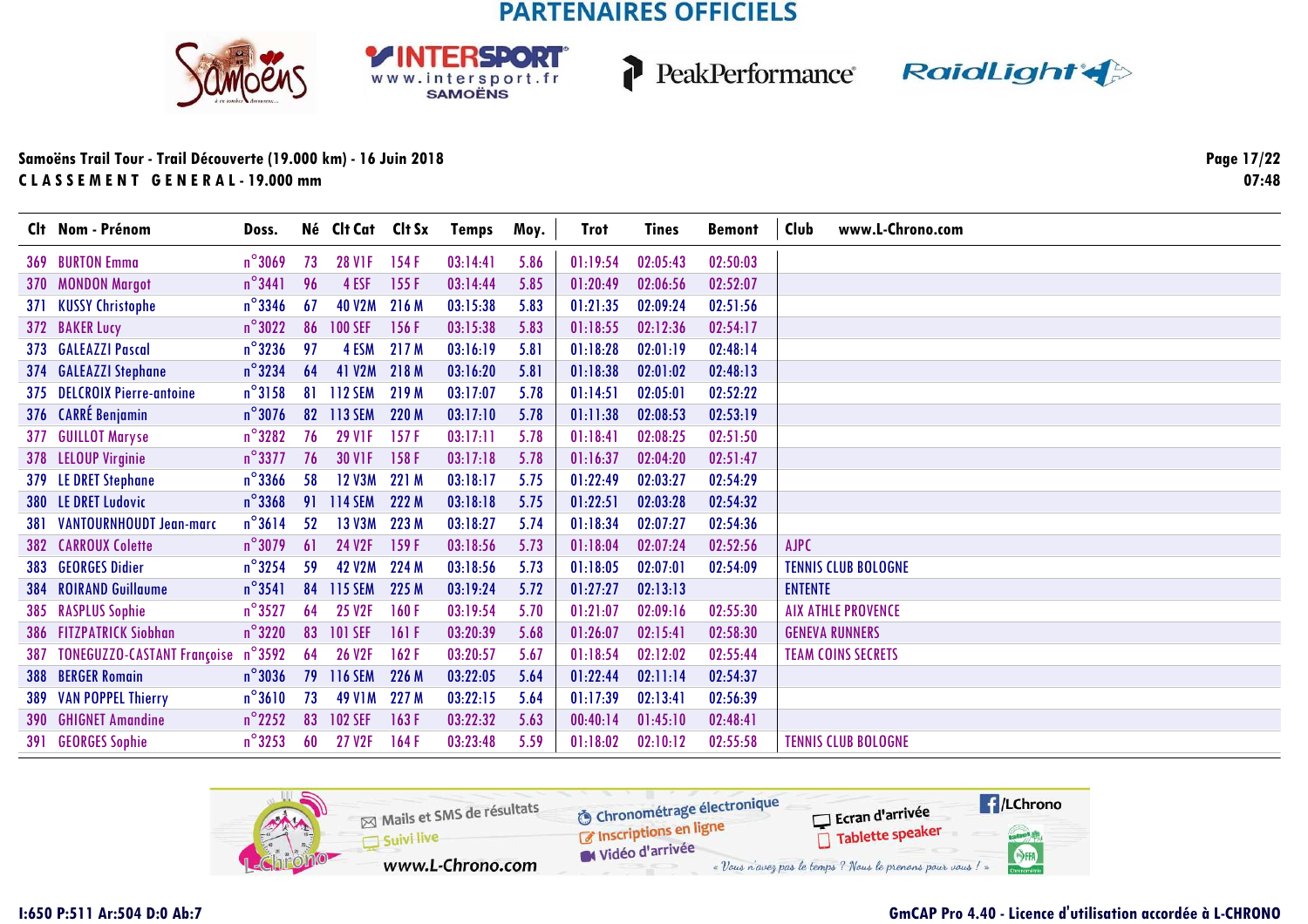## PARTENAIRES OFFICIELS

**Samoëns Trail Tour - Trail Découverte (19.000 km) - 16 Juin 2018**
**C L A S S E M E N T   G E N E R A L - 19.000 mm**

| Clt | Nom - Prénom | Doss. | Né | Clt Cat | Clt Sx | Temps | Moy. | Trot | Tines | Bemont | Club www.L-Chrono.com |
|---|---|---|---|---|---|---|---|---|---|---|---|
| 369 | BURTON Emma | n°3069 | 73 | 28 V1F | 154 F | 03:14:41 | 5.86 | 01:19:54 | 02:05:43 | 02:50:03 | |
| 370 | MONDON Margot | n°3441 | 96 | 4 ESF | 155 F | 03:14:44 | 5.85 | 01:20:49 | 02:06:56 | 02:52:07 | |
| 371 | KUSSY Christophe | n°3346 | 67 | 40 V2M | 216 M | 03:15:38 | 5.83 | 01:21:35 | 02:09:24 | 02:51:56 | |
| 372 | BAKER Lucy | n°3022 | 86 | 100 SEF | 156 F | 03:15:38 | 5.83 | 01:18:55 | 02:12:36 | 02:54:17 | |
| 373 | GALEAZZI Pascal | n°3236 | 97 | 4 ESM | 217 M | 03:16:19 | 5.81 | 01:18:28 | 02:01:19 | 02:48:14 | |
| 374 | GALEAZZI Stephane | n°3234 | 64 | 41 V2M | 218 M | 03:16:20 | 5.81 | 01:18:38 | 02:01:02 | 02:48:13 | |
| 375 | DELCROIX Pierre-antoine | n°3158 | 81 | 112 SEM | 219 M | 03:17:07 | 5.78 | 01:14:51 | 02:05:01 | 02:52:22 | |
| 376 | CARRÉ Benjamin | n°3076 | 82 | 113 SEM | 220 M | 03:17:10 | 5.78 | 01:11:38 | 02:08:53 | 02:53:19 | |
| 377 | GUILLOT Maryse | n°3282 | 76 | 29 V1F | 157 F | 03:17:11 | 5.78 | 01:18:41 | 02:08:25 | 02:51:50 | |
| 378 | LELOUP Virginie | n°3377 | 76 | 30 V1F | 158 F | 03:17:18 | 5.78 | 01:16:37 | 02:04:20 | 02:51:47 | |
| 379 | LE DRET Stephane | n°3366 | 58 | 12 V3M | 221 M | 03:18:17 | 5.75 | 01:22:49 | 02:03:27 | 02:54:29 | |
| 380 | LE DRET Ludovic | n°3368 | 91 | 114 SEM | 222 M | 03:18:18 | 5.75 | 01:22:51 | 02:03:28 | 02:54:32 | |
| 381 | VANTOURNHOUDT Jean-marc | n°3614 | 52 | 13 V3M | 223 M | 03:18:27 | 5.74 | 01:18:34 | 02:07:27 | 02:54:36 | |
| 382 | CARROUX Colette | n°3079 | 61 | 24 V2F | 159 F | 03:18:56 | 5.73 | 01:18:04 | 02:07:24 | 02:52:56 | AJPC |
| 383 | GEORGES Didier | n°3254 | 59 | 42 V2M | 224 M | 03:18:56 | 5.73 | 01:18:05 | 02:07:01 | 02:54:09 | TENNIS CLUB BOLOGNE |
| 384 | ROIRAND Guillaume | n°3541 | 84 | 115 SEM | 225 M | 03:19:24 | 5.72 | 01:27:27 | 02:13:13 | | ENTENTE |
| 385 | RASPLUS Sophie | n°3527 | 64 | 25 V2F | 160 F | 03:19:54 | 5.70 | 01:21:07 | 02:09:16 | 02:55:30 | AIX ATHLE PROVENCE |
| 386 | FITZPATRICK Siobhan | n°3220 | 83 | 101 SEF | 161 F | 03:20:39 | 5.68 | 01:26:07 | 02:15:41 | 02:58:30 | GENEVA RUNNERS |
| 387 | TONEGUZZO-CASTANT Françoise | n°3592 | 64 | 26 V2F | 162 F | 03:20:57 | 5.67 | 01:18:54 | 02:12:02 | 02:55:44 | TEAM COINS SECRETS |
| 388 | BERGER Romain | n°3036 | 79 | 116 SEM | 226 M | 03:22:05 | 5.64 | 01:22:44 | 02:11:14 | 02:54:37 | |
| 389 | VAN POPPEL Thierry | n°3610 | 73 | 49 V1M | 227 M | 03:22:15 | 5.64 | 01:17:39 | 02:13:41 | 02:56:39 | |
| 390 | GHIGNET Amandine | n°2252 | 83 | 102 SEF | 163 F | 03:22:32 | 5.63 | 00:40:14 | 01:45:10 | 02:48:41 | |
| 391 | GEORGES Sophie | n°3253 | 60 | 27 V2F | 164 F | 03:23:48 | 5.59 | 01:18:02 | 02:10:12 | 02:55:58 | TENNIS CLUB BOLOGNE |

I:650 P:511 Ar:504 D:0 Ab:7

GmCAP Pro 4.40 - Licence d'utilisation accordée à L-CHRONO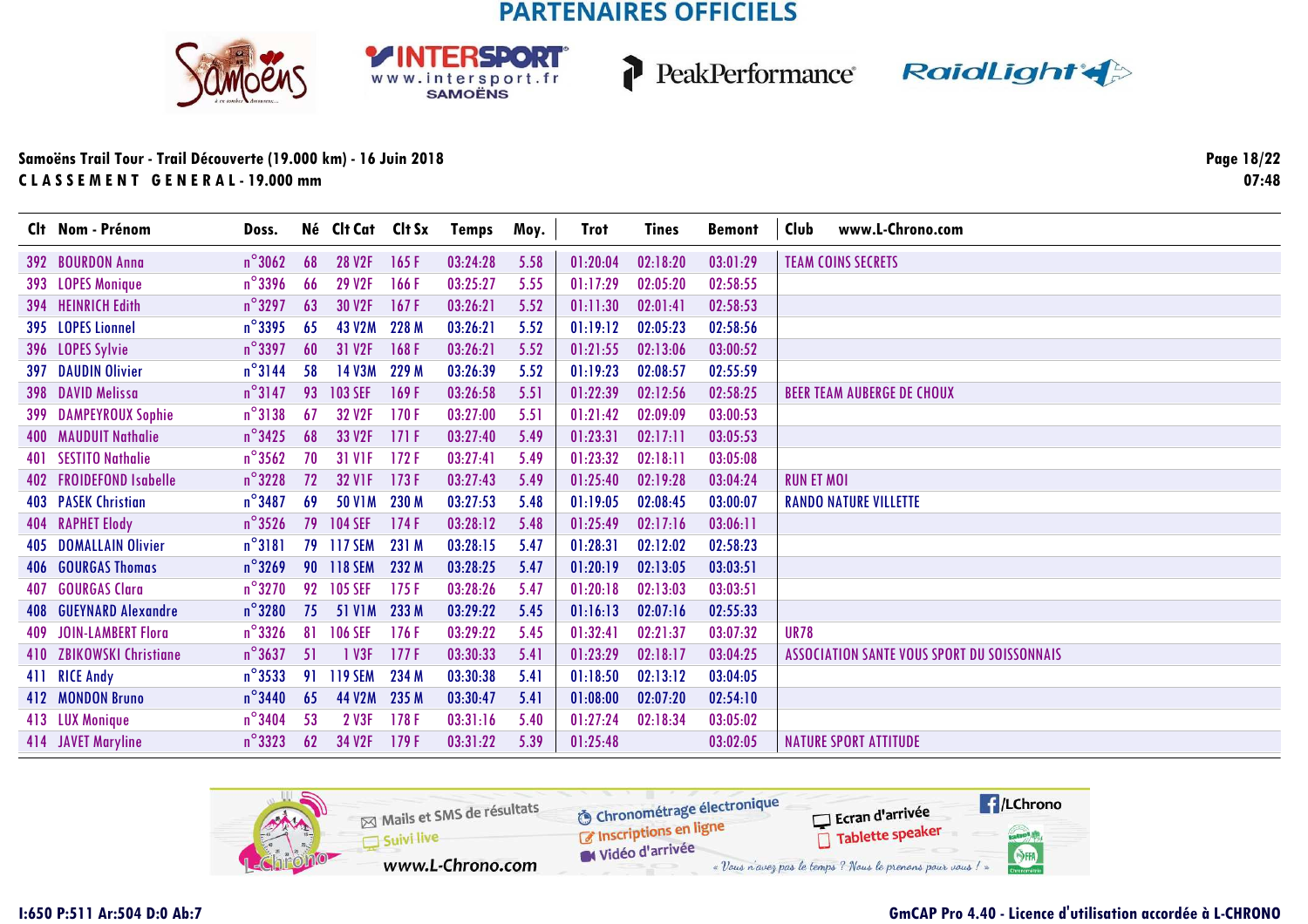## PARTENAIRES OFFICIELS

**Samoëns Trail Tour - Trail Découverte (19.000 km) - 16 Juin 2018**

**CLASSEMENT GENERAL - 19.000 mm**

07:48

| Clt | Nom - Prénom | Doss. | Né | Clt Cat | Clt Sx | Temps | Moy. | Trot | Tines | Bemont | Club www.L-Chrono.com |
|---|---|---|---|---|---|---|---|---|---|---|---|
| 392 | BOURDON Anna | n°3062 | 68 | 28 V2F | 165 F | 03:24:28 | 5.58 | 01:20:04 | 02:18:20 | 03:01:29 | TEAM COINS SECRETS |
| 393 | LOPES Monique | n°3396 | 66 | 29 V2F | 166 F | 03:25:27 | 5.55 | 01:17:29 | 02:05:20 | 02:58:55 | |
| 394 | HEINRICH Edith | n°3297 | 63 | 30 V2F | 167 F | 03:26:21 | 5.52 | 01:11:30 | 02:01:41 | 02:58:53 | |
| 395 | LOPES Lionnel | n°3395 | 65 | 43 V2M | 228 M | 03:26:21 | 5.52 | 01:19:12 | 02:05:23 | 02:58:56 | |
| 396 | LOPES Sylvie | n°3397 | 60 | 31 V2F | 168 F | 03:26:21 | 5.52 | 01:21:55 | 02:13:06 | 03:00:52 | |
| 397 | DAUDIN Olivier | n°3144 | 58 | 14 V3M | 229 M | 03:26:39 | 5.52 | 01:19:23 | 02:08:57 | 02:55:59 | |
| 398 | DAVID Melissa | n°3147 | 93 | 103 SEF | 169 F | 03:26:58 | 5.51 | 01:22:39 | 02:12:56 | 02:58:25 | BEER TEAM AUBERGE DE CHOUX |
| 399 | DAMPEYROUX Sophie | n°3138 | 67 | 32 V2F | 170 F | 03:27:00 | 5.51 | 01:21:42 | 02:09:09 | 03:00:53 | |
| 400 | MAUDUIT Nathalie | n°3425 | 68 | 33 V2F | 171 F | 03:27:40 | 5.49 | 01:23:31 | 02:17:11 | 03:05:53 | |
| 401 | SESTITO Nathalie | n°3562 | 70 | 31 V1F | 172 F | 03:27:41 | 5.49 | 01:23:32 | 02:18:11 | 03:05:08 | |
| 402 | FROIDEFOND Isabelle | n°3228 | 72 | 32 V1F | 173 F | 03:27:43 | 5.49 | 01:25:40 | 02:19:28 | 03:04:24 | RUN ET MOI |
| 403 | PASEK Christian | n°3487 | 69 | 50 V1M | 230 M | 03:27:53 | 5.48 | 01:19:05 | 02:08:45 | 03:00:07 | RANDO NATURE VILLETTE |
| 404 | RAPHET Elody | n°3526 | 79 | 104 SEF | 174 F | 03:28:12 | 5.48 | 01:25:49 | 02:17:16 | 03:06:11 | |
| 405 | DOMALLAIN Olivier | n°3181 | 79 | 117 SEM | 231 M | 03:28:15 | 5.47 | 01:28:31 | 02:12:02 | 02:58:23 | |
| 406 | GOURGAS Thomas | n°3269 | 90 | 118 SEM | 232 M | 03:28:25 | 5.47 | 01:20:19 | 02:13:05 | 03:03:51 | |
| 407 | GOURGAS Clara | n°3270 | 92 | 105 SEF | 175 F | 03:28:26 | 5.47 | 01:20:18 | 02:13:03 | 03:03:51 | |
| 408 | GUEYNARD Alexandre | n°3280 | 75 | 51 V1M | 233 M | 03:29:22 | 5.45 | 01:16:13 | 02:07:16 | 02:55:33 | |
| 409 | JOIN-LAMBERT Flora | n°3326 | 81 | 106 SEF | 176 F | 03:29:22 | 5.45 | 01:32:41 | 02:21:37 | 03:07:32 | UR78 |
| 410 | ZBIKOWSKI Christiane | n°3637 | 51 | 1 V3F | 177 F | 03:30:33 | 5.41 | 01:23:29 | 02:18:17 | 03:04:25 | ASSOCIATION SANTE VOUS SPORT DU SOISSONNAIS |
| 411 | RICE Andy | n°3533 | 91 | 119 SEM | 234 M | 03:30:38 | 5.41 | 01:18:50 | 02:13:12 | 03:04:05 | |
| 412 | MONDON Bruno | n°3440 | 65 | 44 V2M | 235 M | 03:30:47 | 5.41 | 01:08:00 | 02:07:20 | 02:54:10 | |
| 413 | LUX Monique | n°3404 | 53 | 2 V3F | 178 F | 03:31:16 | 5.40 | 01:27:24 | 02:18:34 | 03:05:02 | |
| 414 | JAVET Maryline | n°3323 | 62 | 34 V2F | 179 F | 03:31:22 | 5.39 | 01:25:48 | | 03:02:05 | NATURE SPORT ATTITUDE |

I:650 P:511 Ar:504 D:0 Ab:7

GmCAP Pro 4.40 - Licence d'utilisation accordée à L-CHRONO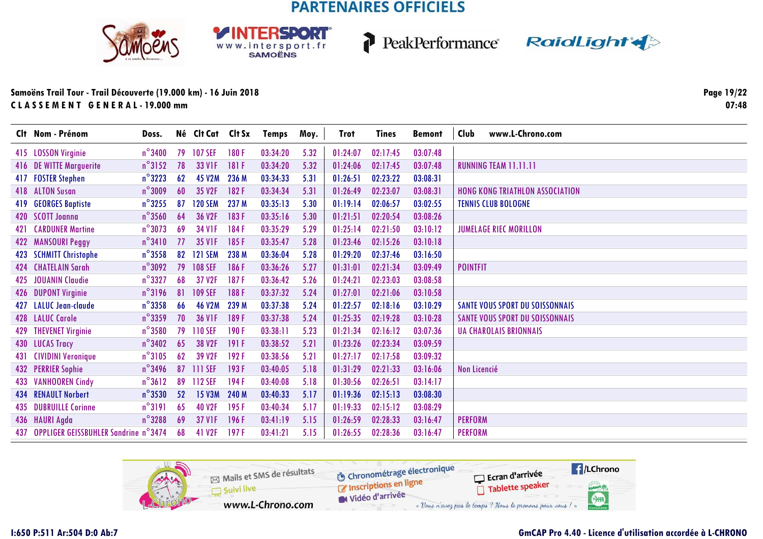## PARTENAIRES OFFICIELS

**Samoëns Trail Tour - Trail Découverte (19.000 km) - 16 Juin 2018**
**C L A S S E M E N T   G E N E R A L - 19.000 mm**

07:48

| Clt | Nom - Prénom | Doss. | Né | Clt Cat | Clt Sx | Temps | Moy. | Trot | Tines | Bemont | Club www.L-Chrono.com |
|---|---|---|---|---|---|---|---|---|---|---|---|
| 415 | LOSSON Virginie | n°3400 | 79 | 107 SEF | 180 F | 03:34:20 | 5.32 | 01:24:07 | 02:17:45 | 03:07:48 | |
| 416 | DE WITTE Marguerite | n°3152 | 78 | 33 V1F | 181 F | 03:34:20 | 5.32 | 01:24:06 | 02:17:45 | 03:07:48 | RUNNING TEAM 11.11.11 |
| 417 | FOSTER Stephen | n°3223 | 62 | 45 V2M | 236 M | 03:34:33 | 5.31 | 01:26:51 | 02:23:22 | 03:08:31 | |
| 418 | ALTON Susan | n°3009 | 60 | 35 V2F | 182 F | 03:34:34 | 5.31 | 01:26:49 | 02:23:07 | 03:08:31 | HONG KONG TRIATHLON ASSOCIATION |
| 419 | GEORGES Baptiste | n°3255 | 87 | 120 SEM | 237 M | 03:35:13 | 5.30 | 01:19:14 | 02:06:57 | 03:02:55 | TENNIS CLUB BOLOGNE |
| 420 | SCOTT Joanna | n°3560 | 64 | 36 V2F | 183 F | 03:35:16 | 5.30 | 01:21:51 | 02:20:54 | 03:08:26 | |
| 421 | CARDUNER Martine | n°3073 | 69 | 34 V1F | 184 F | 03:35:29 | 5.29 | 01:25:14 | 02:21:50 | 03:10:12 | JUMELAGE RIEC MORILLON |
| 422 | MANSOURI Peggy | n°3410 | 77 | 35 V1F | 185 F | 03:35:47 | 5.28 | 01:23:46 | 02:15:26 | 03:10:18 | |
| 423 | SCHMITT Christophe | n°3558 | 82 | 121 SEM | 238 M | 03:36:04 | 5.28 | 01:29:20 | 02:37:46 | 03:16:50 | |
| 424 | CHATELAIN Sarah | n°3092 | 79 | 108 SEF | 186 F | 03:36:26 | 5.27 | 01:31:01 | 02:21:34 | 03:09:49 | POINTFIT |
| 425 | JOUANIN Claudie | n°3327 | 68 | 37 V2F | 187 F | 03:36:42 | 5.26 | 01:24:21 | 02:23:03 | 03:08:58 | |
| 426 | DUPONT Virginie | n°3196 | 81 | 109 SEF | 188 F | 03:37:32 | 5.24 | 01:27:01 | 02:21:06 | 03:10:58 | |
| 427 | LALUC Jean-claude | n°3358 | 66 | 46 V2M | 239 M | 03:37:38 | 5.24 | 01:22:57 | 02:18:16 | 03:10:29 | SANTE VOUS SPORT DU SOISSONNAIS |
| 428 | LALUC Carole | n°3359 | 70 | 36 V1F | 189 F | 03:37:38 | 5.24 | 01:25:35 | 02:19:28 | 03:10:28 | SANTE VOUS SPORT DU SOISSONNAIS |
| 429 | THEVENET Virginie | n°3580 | 79 | 110 SEF | 190 F | 03:38:11 | 5.23 | 01:21:34 | 02:16:12 | 03:07:36 | UA CHAROLAIS BRIONNAIS |
| 430 | LUCAS Tracy | n°3402 | 65 | 38 V2F | 191 F | 03:38:52 | 5.21 | 01:23:26 | 02:23:34 | 03:09:59 | |
| 431 | CIVIDINI Veronique | n°3105 | 62 | 39 V2F | 192 F | 03:38:56 | 5.21 | 01:27:17 | 02:17:58 | 03:09:32 | |
| 432 | PERRIER Sophie | n°3496 | 87 | 111 SEF | 193 F | 03:40:05 | 5.18 | 01:31:29 | 02:21:33 | 03:16:06 | Non Licencié |
| 433 | VANHOOREN Cindy | n°3612 | 89 | 112 SEF | 194 F | 03:40:08 | 5.18 | 01:30:56 | 02:26:51 | 03:14:17 | |
| 434 | RENAULT Norbert | n°3530 | 52 | 15 V3M | 240 M | 03:40:33 | 5.17 | 01:19:36 | 02:15:13 | 03:08:30 | |
| 435 | DUBRUILLE Corinne | n°3191 | 65 | 40 V2F | 195 F | 03:40:34 | 5.17 | 01:19:33 | 02:15:12 | 03:08:29 | |
| 436 | HAURI Agda | n°3288 | 69 | 37 V1F | 196 F | 03:41:19 | 5.15 | 01:26:59 | 02:28:33 | 03:16:47 | PERFORM |
| 437 | OPPLIGER GEISSBUHLER Sandrine | n°3474 | 68 | 41 V2F | 197 F | 03:41:21 | 5.15 | 01:26:55 | 02:28:36 | 03:16:47 | PERFORM |

Mails et SMS de résultats · Suivi live · www.L-Chrono.com · Chronométrage électronique · Inscriptions en ligne · Vidéo d'arrivée · Ecran d'arrivée · Tablette speaker · /LChrono

*« Vous n'avez pas le temps ? Nous le prenons pour vous ! »*

I:650 P:511 Ar:504 D:0 Ab:7

GmCAP Pro 4.40 - Licence d'utilisation accordée à L-CHRONO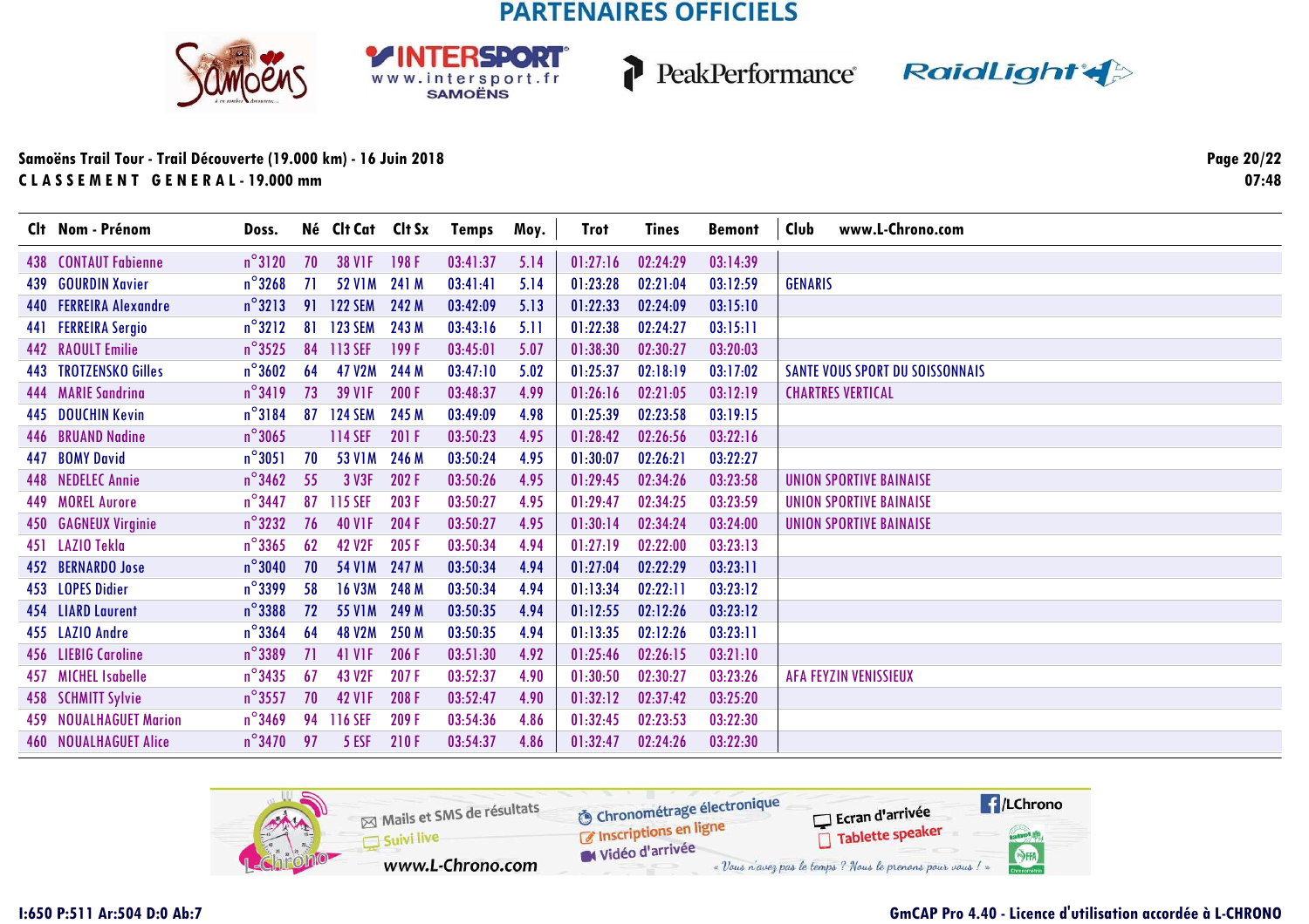## PARTENAIRES OFFICIELS

**Samoëns Trail Tour - Trail Découverte (19.000 km) - 16 Juin 2018**

**C L A S S E M E N T   G E N E R A L - 19.000 mm**

07:48

| Clt | Nom - Prénom | Doss. | Né | Clt Cat | Clt Sx | Temps | Moy. | Trot | Tines | Bemont | Club www.L-Chrono.com |
|---|---|---|---|---|---|---|---|---|---|---|---|
| 438 | CONTAUT Fabienne | n°3120 | 70 | 38 V1F | 198 F | 03:41:37 | 5.14 | 01:27:16 | 02:24:29 | 03:14:39 | |
| 439 | GOURDIN Xavier | n°3268 | 71 | 52 V1M | 241 M | 03:41:41 | 5.14 | 01:23:28 | 02:21:04 | 03:12:59 | GENARIS |
| 440 | FERREIRA Alexandre | n°3213 | 91 | 122 SEM | 242 M | 03:42:09 | 5.13 | 01:22:33 | 02:24:09 | 03:15:10 | |
| 441 | FERREIRA Sergio | n°3212 | 81 | 123 SEM | 243 M | 03:43:16 | 5.11 | 01:22:38 | 02:24:27 | 03:15:11 | |
| 442 | RAOULT Emilie | n°3525 | 84 | 113 SEF | 199 F | 03:45:01 | 5.07 | 01:38:30 | 02:30:27 | 03:20:03 | |
| 443 | TROTZENSKO Gilles | n°3602 | 64 | 47 V2M | 244 M | 03:47:10 | 5.02 | 01:25:37 | 02:18:19 | 03:17:02 | SANTE VOUS SPORT DU SOISSONNAIS |
| 444 | MARIE Sandrina | n°3419 | 73 | 39 V1F | 200 F | 03:48:37 | 4.99 | 01:26:16 | 02:21:05 | 03:12:19 | CHARTRES VERTICAL |
| 445 | DOUCHIN Kevin | n°3184 | 87 | 124 SEM | 245 M | 03:49:09 | 4.98 | 01:25:39 | 02:23:58 | 03:19:15 | |
| 446 | BRUAND Nadine | n°3065 | | 114 SEF | 201 F | 03:50:23 | 4.95 | 01:28:42 | 02:26:56 | 03:22:16 | |
| 447 | BOMY David | n°3051 | 70 | 53 V1M | 246 M | 03:50:24 | 4.95 | 01:30:07 | 02:26:21 | 03:22:27 | |
| 448 | NEDELEC Annie | n°3462 | 55 | 3 V3F | 202 F | 03:50:26 | 4.95 | 01:29:45 | 02:34:26 | 03:23:58 | UNION SPORTIVE BAINAISE |
| 449 | MOREL Aurore | n°3447 | 87 | 115 SEF | 203 F | 03:50:27 | 4.95 | 01:29:47 | 02:34:25 | 03:23:59 | UNION SPORTIVE BAINAISE |
| 450 | GAGNEUX Virginie | n°3232 | 76 | 40 V1F | 204 F | 03:50:27 | 4.95 | 01:30:14 | 02:34:24 | 03:24:00 | UNION SPORTIVE BAINAISE |
| 451 | LAZIO Tekla | n°3365 | 62 | 42 V2F | 205 F | 03:50:34 | 4.94 | 01:27:19 | 02:22:00 | 03:23:13 | |
| 452 | BERNARDO Jose | n°3040 | 70 | 54 V1M | 247 M | 03:50:34 | 4.94 | 01:27:04 | 02:22:29 | 03:23:11 | |
| 453 | LOPES Didier | n°3399 | 58 | 16 V3M | 248 M | 03:50:34 | 4.94 | 01:13:34 | 02:22:11 | 03:23:12 | |
| 454 | LIARD Laurent | n°3388 | 72 | 55 V1M | 249 M | 03:50:35 | 4.94 | 01:12:55 | 02:12:26 | 03:23:12 | |
| 455 | LAZIO Andre | n°3364 | 64 | 48 V2M | 250 M | 03:50:35 | 4.94 | 01:13:35 | 02:12:26 | 03:23:11 | |
| 456 | LIEBIG Caroline | n°3389 | 71 | 41 V1F | 206 F | 03:51:30 | 4.92 | 01:25:46 | 02:26:15 | 03:21:10 | |
| 457 | MICHEL Isabelle | n°3435 | 67 | 43 V2F | 207 F | 03:52:37 | 4.90 | 01:30:50 | 02:30:27 | 03:23:26 | AFA FEYZIN VENISSIEUX |
| 458 | SCHMITT Sylvie | n°3557 | 70 | 42 V1F | 208 F | 03:52:47 | 4.90 | 01:32:12 | 02:37:42 | 03:25:20 | |
| 459 | NOUALHAGUET Marion | n°3469 | 94 | 116 SEF | 209 F | 03:54:36 | 4.86 | 01:32:45 | 02:23:53 | 03:22:30 | |
| 460 | NOUALHAGUET Alice | n°3470 | 97 | 5 ESF | 210 F | 03:54:37 | 4.86 | 01:32:47 | 02:24:26 | 03:22:30 | |

Mails et SMS de résultats · Suivi live · www.L-Chrono.com · Chronométrage électronique · Inscriptions en ligne · Vidéo d'arrivée · Ecran d'arrivée · Tablette speaker · /LChrono

« Vous n'avez pas le temps ? Nous le prenons pour vous ! »

I:650 P:511 Ar:504 D:0 Ab:7

GmCAP Pro 4.40 - Licence d'utilisation accordée à L-CHRONO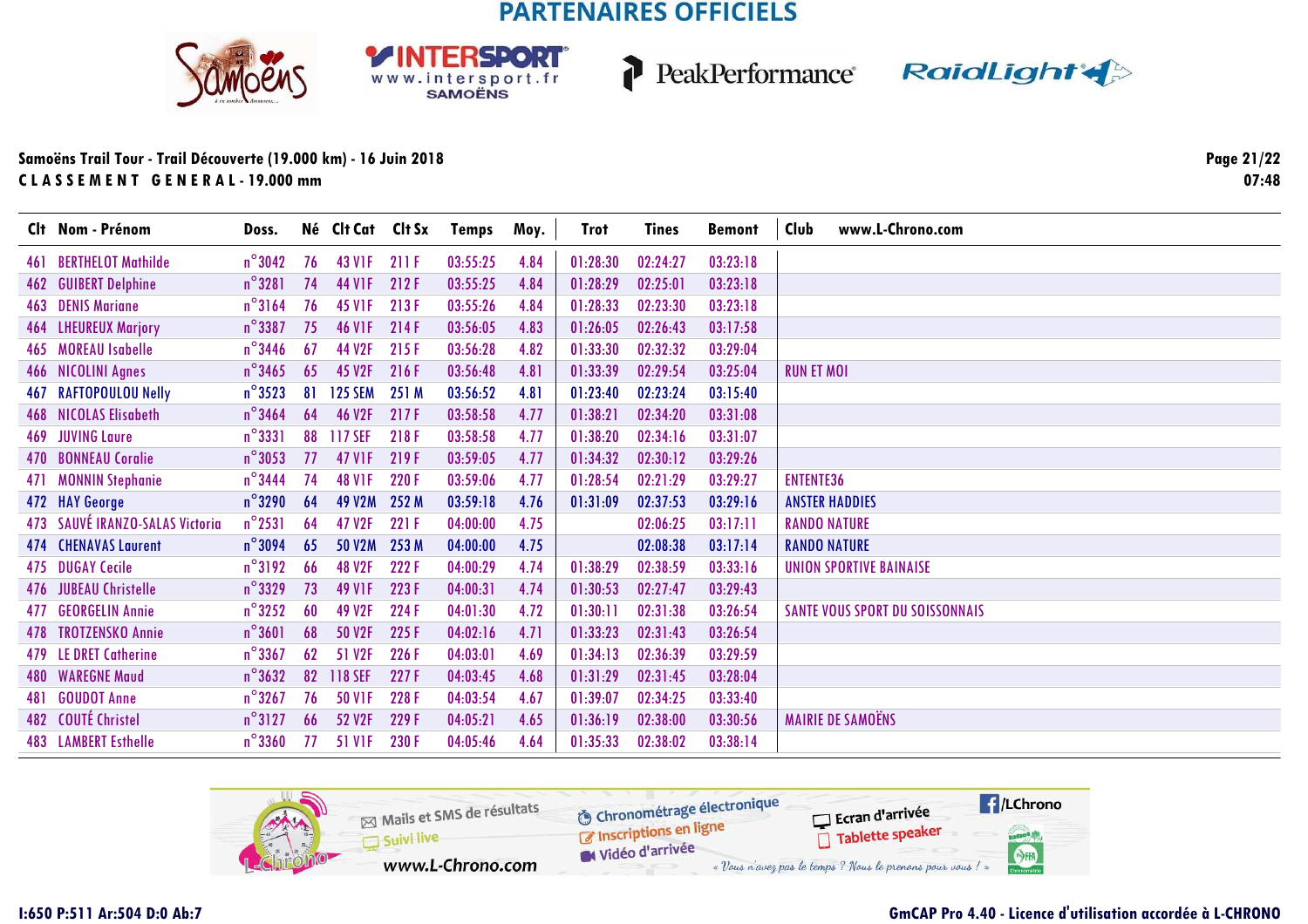**PARTENAIRES OFFICIELS**

**Samoëns Trail Tour - Trail Découverte (19.000 km) - 16 Juin 2018**

**C L A S S E M E N T   G E N E R A L - 19.000 mm**

| Clt | Nom - Prénom | Doss. | Né | Clt Cat | Clt Sx | Temps | Moy. | Trot | Tines | Bemont | Club |
|---|---|---|---|---|---|---|---|---|---|---|---|
| 461 | BERTHELOT Mathilde | n°3042 | 76 | 43 V1F | 211 F | 03:55:25 | 4.84 | 01:28:30 | 02:24:27 | 03:23:18 | |
| 462 | GUIBERT Delphine | n°3281 | 74 | 44 V1F | 212 F | 03:55:25 | 4.84 | 01:28:29 | 02:25:01 | 03:23:18 | |
| 463 | DENIS Mariane | n°3164 | 76 | 45 V1F | 213 F | 03:55:26 | 4.84 | 01:28:33 | 02:23:30 | 03:23:18 | |
| 464 | LHEUREUX Marjory | n°3387 | 75 | 46 V1F | 214 F | 03:56:05 | 4.83 | 01:26:05 | 02:26:43 | 03:17:58 | |
| 465 | MOREAU Isabelle | n°3446 | 67 | 44 V2F | 215 F | 03:56:28 | 4.82 | 01:33:30 | 02:32:32 | 03:29:04 | |
| 466 | NICOLINI Agnes | n°3465 | 65 | 45 V2F | 216 F | 03:56:48 | 4.81 | 01:33:39 | 02:29:54 | 03:25:04 | RUN ET MOI |
| 467 | RAFTOPOULOU Nelly | n°3523 | 81 | 125 SEM | 251 M | 03:56:52 | 4.81 | 01:23:40 | 02:23:24 | 03:15:40 | |
| 468 | NICOLAS Elisabeth | n°3464 | 64 | 46 V2F | 217 F | 03:58:58 | 4.77 | 01:38:21 | 02:34:20 | 03:31:08 | |
| 469 | JUVING Laure | n°3331 | 88 | 117 SEF | 218 F | 03:58:58 | 4.77 | 01:38:20 | 02:34:16 | 03:31:07 | |
| 470 | BONNEAU Coralie | n°3053 | 77 | 47 V1F | 219 F | 03:59:05 | 4.77 | 01:34:32 | 02:30:12 | 03:29:26 | |
| 471 | MONNIN Stephanie | n°3444 | 74 | 48 V1F | 220 F | 03:59:06 | 4.77 | 01:28:54 | 02:21:29 | 03:29:27 | ENTENTE36 |
| 472 | HAY George | n°3290 | 64 | 49 V2M | 252 M | 03:59:18 | 4.76 | 01:31:09 | 02:37:53 | 03:29:16 | ANSTER HADDIES |
| 473 | SAUVÉ IRANZO-SALAS Victoria | n°2531 | 64 | 47 V2F | 221 F | 04:00:00 | 4.75 | | 02:06:25 | 03:17:11 | RANDO NATURE |
| 474 | CHENAVAS Laurent | n°3094 | 65 | 50 V2M | 253 M | 04:00:00 | 4.75 | | 02:08:38 | 03:17:14 | RANDO NATURE |
| 475 | DUGAY Cecile | n°3192 | 66 | 48 V2F | 222 F | 04:00:29 | 4.74 | 01:38:29 | 02:38:59 | 03:33:16 | UNION SPORTIVE BAINAISE |
| 476 | JUBEAU Christelle | n°3329 | 73 | 49 V1F | 223 F | 04:00:31 | 4.74 | 01:30:53 | 02:27:47 | 03:29:43 | |
| 477 | GEORGELIN Annie | n°3252 | 60 | 49 V2F | 224 F | 04:01:30 | 4.72 | 01:30:11 | 02:31:38 | 03:26:54 | SANTE VOUS SPORT DU SOISSONNAIS |
| 478 | TROTZENSKO Annie | n°3601 | 68 | 50 V2F | 225 F | 04:02:16 | 4.71 | 01:33:23 | 02:31:43 | 03:26:54 | |
| 479 | LE DRET Catherine | n°3367 | 62 | 51 V2F | 226 F | 04:03:01 | 4.69 | 01:34:13 | 02:36:39 | 03:29:59 | |
| 480 | WAREGNE Maud | n°3632 | 82 | 118 SEF | 227 F | 04:03:45 | 4.68 | 01:31:29 | 02:31:45 | 03:28:04 | |
| 481 | GOUDOT Anne | n°3267 | 76 | 50 V1F | 228 F | 04:03:54 | 4.67 | 01:39:07 | 02:34:25 | 03:33:40 | |
| 482 | COUTÉ Christel | n°3127 | 66 | 52 V2F | 229 F | 04:05:21 | 4.65 | 01:36:19 | 02:38:00 | 03:30:56 | MAIRIE DE SAMOËNS |
| 483 | LAMBERT Esthelle | n°3360 | 77 | 51 V1F | 230 F | 04:05:46 | 4.64 | 01:35:33 | 02:38:02 | 03:38:14 | |

I:650 P:511 Ar:504 D:0 Ab:7

GmCAP Pro 4.40 - Licence d'utilisation accordée à L-CHRONO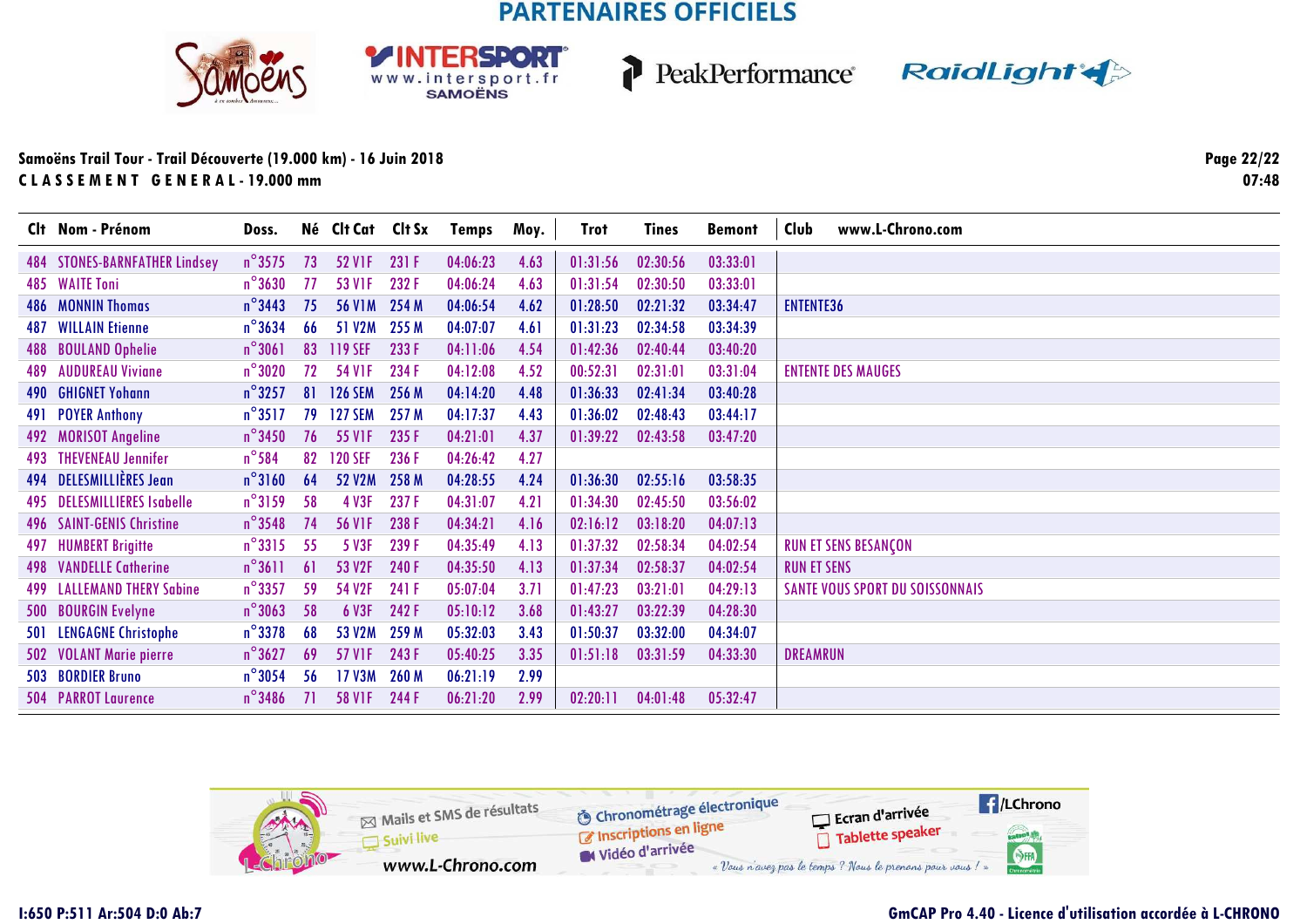PARTENAIRES OFFICIELS

**Samoëns Trail Tour - Trail Découverte (19.000 km) - 16 Juin 2018**
**C L A S S E M E N T   G E N E R A L - 19.000 mm**

07:48

| Clt | Nom - Prénom | Doss. | Né | Clt Cat | Clt Sx | Temps | Moy. | Trot | Tines | Bemont | Club www.L-Chrono.com |
|---|---|---|---|---|---|---|---|---|---|---|---|
| 484 | STONES-BARNFATHER Lindsey | n°3575 | 73 | 52 V1F | 231 F | 04:06:23 | 4.63 | 01:31:56 | 02:30:56 | 03:33:01 | |
| 485 | WAITE Toni | n°3630 | 77 | 53 V1F | 232 F | 04:06:24 | 4.63 | 01:31:54 | 02:30:50 | 03:33:01 | |
| 486 | MONNIN Thomas | n°3443 | 75 | 56 V1M | 254 M | 04:06:54 | 4.62 | 01:28:50 | 02:21:32 | 03:34:47 | ENTENTE36 |
| 487 | WILLAIN Etienne | n°3634 | 66 | 51 V2M | 255 M | 04:07:07 | 4.61 | 01:31:23 | 02:34:58 | 03:34:39 | |
| 488 | BOULAND Ophelie | n°3061 | 83 | 119 SEF | 233 F | 04:11:06 | 4.54 | 01:42:36 | 02:40:44 | 03:40:20 | |
| 489 | AUDUREAU Viviane | n°3020 | 72 | 54 V1F | 234 F | 04:12:08 | 4.52 | 00:52:31 | 02:31:01 | 03:31:04 | ENTENTE DES MAUGES |
| 490 | GHIGNET Yohann | n°3257 | 81 | 126 SEM | 256 M | 04:14:20 | 4.48 | 01:36:33 | 02:41:34 | 03:40:28 | |
| 491 | POYER Anthony | n°3517 | 79 | 127 SEM | 257 M | 04:17:37 | 4.43 | 01:36:02 | 02:48:43 | 03:44:17 | |
| 492 | MORISOT Angeline | n°3450 | 76 | 55 V1F | 235 F | 04:21:01 | 4.37 | 01:39:22 | 02:43:58 | 03:47:20 | |
| 493 | THEVENEAU Jennifer | n°584 | 82 | 120 SEF | 236 F | 04:26:42 | 4.27 | | | | |
| 494 | DELESMILLIÈRES Jean | n°3160 | 64 | 52 V2M | 258 M | 04:28:55 | 4.24 | 01:36:30 | 02:55:16 | 03:58:35 | |
| 495 | DELESMILLIERES Isabelle | n°3159 | 58 | 4 V3F | 237 F | 04:31:07 | 4.21 | 01:34:30 | 02:45:50 | 03:56:02 | |
| 496 | SAINT-GENIS Christine | n°3548 | 74 | 56 V1F | 238 F | 04:34:21 | 4.16 | 02:16:12 | 03:18:20 | 04:07:13 | |
| 497 | HUMBERT Brigitte | n°3315 | 55 | 5 V3F | 239 F | 04:35:49 | 4.13 | 01:37:32 | 02:58:34 | 04:02:54 | RUN ET SENS BESANÇON |
| 498 | VANDELLE Catherine | n°3611 | 61 | 53 V2F | 240 F | 04:35:50 | 4.13 | 01:37:34 | 02:58:37 | 04:02:54 | RUN ET SENS |
| 499 | LALLEMAND THERY Sabine | n°3357 | 59 | 54 V2F | 241 F | 05:07:04 | 3.71 | 01:47:23 | 03:21:01 | 04:29:13 | SANTE VOUS SPORT DU SOISSONNAIS |
| 500 | BOURGIN Evelyne | n°3063 | 58 | 6 V3F | 242 F | 05:10:12 | 3.68 | 01:43:27 | 03:22:39 | 04:28:30 | |
| 501 | LENGAGNE Christophe | n°3378 | 68 | 53 V2M | 259 M | 05:32:03 | 3.43 | 01:50:37 | 03:32:00 | 04:34:07 | |
| 502 | VOLANT Marie pierre | n°3627 | 69 | 57 V1F | 243 F | 05:40:25 | 3.35 | 01:51:18 | 03:31:59 | 04:33:30 | DREAMRUN |
| 503 | BORDIER Bruno | n°3054 | 56 | 17 V3M | 260 M | 06:21:19 | 2.99 | | | | |
| 504 | PARROT Laurence | n°3486 | 71 | 58 V1F | 244 F | 06:21:20 | 2.99 | 02:20:11 | 04:01:48 | 05:32:47 | |

Mails et SMS de résultats
Suivi live
www.L-Chrono.com
Chronométrage électronique
Inscriptions en ligne
Vidéo d'arrivée
Ecran d'arrivée
Tablette speaker
/LChrono
« Vous n'avez pas le temps ? Nous le prenons pour vous ! »

I:650 P:511 Ar:504 D:0 Ab:7

GmCAP Pro 4.40 - Licence d'utilisation accordée à L-CHRONO